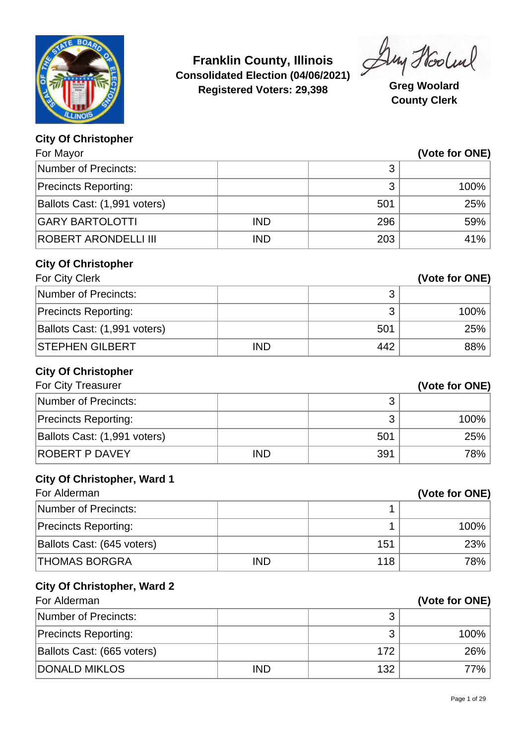**Franklin County, Illinois**
**Consolidated Election (04/06/2021)**
**Registered Voters: 29,398**

**Greg Woolard**
**County Clerk**

### City Of Christopher

For Mayor **(Vote for ONE)**

| | | | |
|---|---|---|---|
| Number of Precincts: | | 3 | |
| Precincts Reporting: | | 3 | 100% |
| Ballots Cast: (1,991 voters) | | 501 | 25% |
| GARY BARTOLOTTI | IND | 296 | 59% |
| ROBERT ARONDELLI III | IND | 203 | 41% |

### City Of Christopher

For City Clerk **(Vote for ONE)**

| | | | |
|---|---|---|---|
| Number of Precincts: | | 3 | |
| Precincts Reporting: | | 3 | 100% |
| Ballots Cast: (1,991 voters) | | 501 | 25% |
| STEPHEN GILBERT | IND | 442 | 88% |

### City Of Christopher

For City Treasurer **(Vote for ONE)**

| | | | |
|---|---|---|---|
| Number of Precincts: | | 3 | |
| Precincts Reporting: | | 3 | 100% |
| Ballots Cast: (1,991 voters) | | 501 | 25% |
| ROBERT P DAVEY | IND | 391 | 78% |

### City Of Christopher, Ward 1

For Alderman **(Vote for ONE)**

| | | | |
|---|---|---|---|
| Number of Precincts: | | 1 | |
| Precincts Reporting: | | 1 | 100% |
| Ballots Cast: (645 voters) | | 151 | 23% |
| THOMAS BORGRA | IND | 118 | 78% |

### City Of Christopher, Ward 2

For Alderman **(Vote for ONE)**

| | | | |
|---|---|---|---|
| Number of Precincts: | | 3 | |
| Precincts Reporting: | | 3 | 100% |
| Ballots Cast: (665 voters) | | 172 | 26% |
| DONALD MIKLOS | IND | 132 | 77% |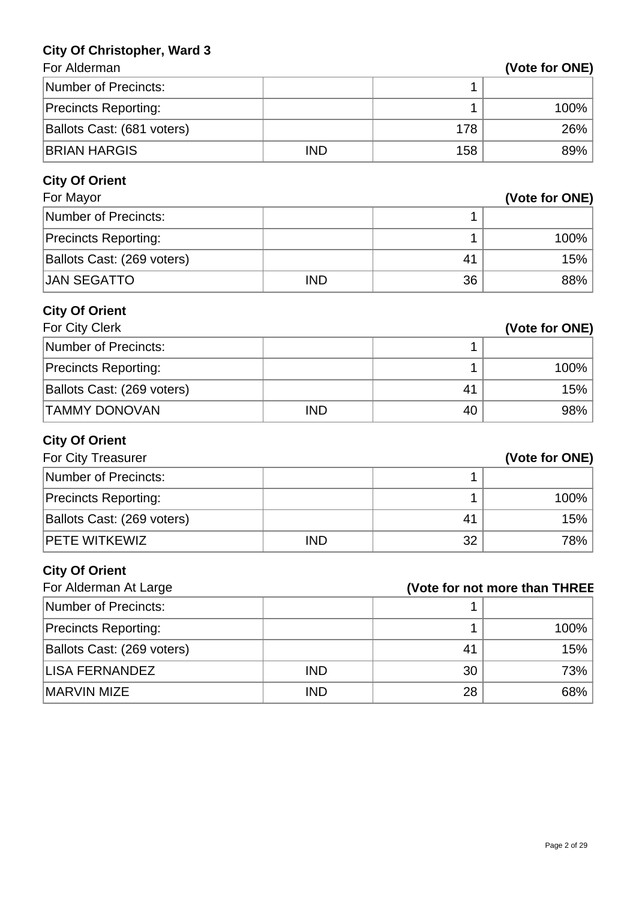### City Of Christopher, Ward 3

For Alderman **(Vote for ONE)**

| | | | |
|---|---|---|---|
| Number of Precincts: | | 1 | |
| Precincts Reporting: | | 1 | 100% |
| Ballots Cast: (681 voters) | | 178 | 26% |
| BRIAN HARGIS | IND | 158 | 89% |

### City Of Orient

For Mayor **(Vote for ONE)**

| | | | |
|---|---|---|---|
| Number of Precincts: | | 1 | |
| Precincts Reporting: | | 1 | 100% |
| Ballots Cast: (269 voters) | | 41 | 15% |
| JAN SEGATTO | IND | 36 | 88% |

### City Of Orient

For City Clerk **(Vote for ONE)**

| | | | |
|---|---|---|---|
| Number of Precincts: | | 1 | |
| Precincts Reporting: | | 1 | 100% |
| Ballots Cast: (269 voters) | | 41 | 15% |
| TAMMY DONOVAN | IND | 40 | 98% |

### City Of Orient

For City Treasurer **(Vote for ONE)**

| | | | |
|---|---|---|---|
| Number of Precincts: | | 1 | |
| Precincts Reporting: | | 1 | 100% |
| Ballots Cast: (269 voters) | | 41 | 15% |
| PETE WITKEWIZ | IND | 32 | 78% |

### City Of Orient

For Alderman At Large **(Vote for not more than THREE**

| | | | |
|---|---|---|---|
| Number of Precincts: | | 1 | |
| Precincts Reporting: | | 1 | 100% |
| Ballots Cast: (269 voters) | | 41 | 15% |
| LISA FERNANDEZ | IND | 30 | 73% |
| MARVIN MIZE | IND | 28 | 68% |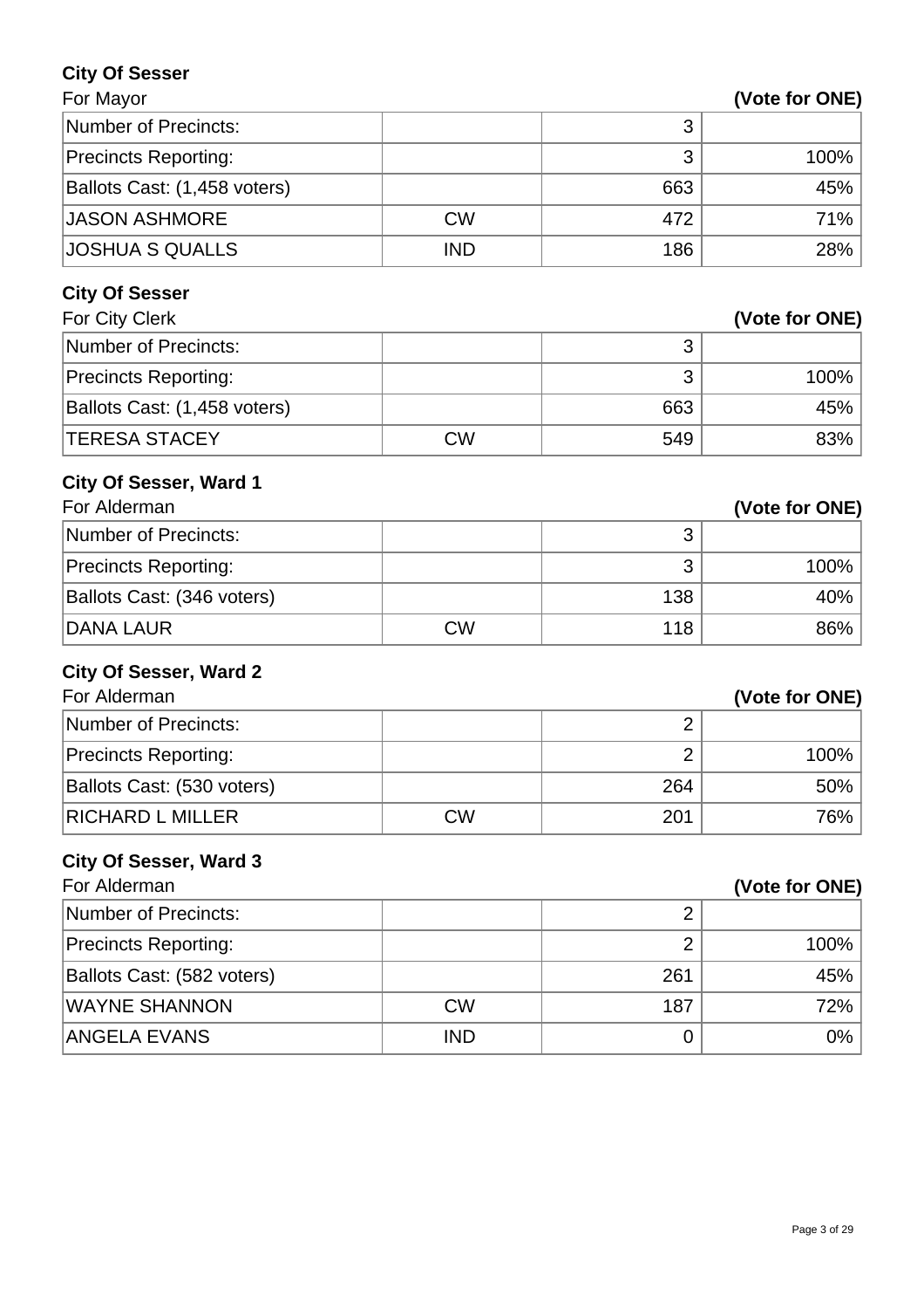**City Of Sesser**

For Mayor **(Vote for ONE)**

| | | | |
|---|---|---|---|
| Number of Precincts: | | 3 | |
| Precincts Reporting: | | 3 | 100% |
| Ballots Cast: (1,458 voters) | | 663 | 45% |
| JASON ASHMORE | CW | 472 | 71% |
| JOSHUA S QUALLS | IND | 186 | 28% |

**City Of Sesser**

For City Clerk **(Vote for ONE)**

| | | | |
|---|---|---|---|
| Number of Precincts: | | 3 | |
| Precincts Reporting: | | 3 | 100% |
| Ballots Cast: (1,458 voters) | | 663 | 45% |
| TERESA STACEY | CW | 549 | 83% |

**City Of Sesser, Ward 1**

For Alderman **(Vote for ONE)**

| | | | |
|---|---|---|---|
| Number of Precincts: | | 3 | |
| Precincts Reporting: | | 3 | 100% |
| Ballots Cast: (346 voters) | | 138 | 40% |
| DANA LAUR | CW | 118 | 86% |

**City Of Sesser, Ward 2**

For Alderman **(Vote for ONE)**

| | | | |
|---|---|---|---|
| Number of Precincts: | | 2 | |
| Precincts Reporting: | | 2 | 100% |
| Ballots Cast: (530 voters) | | 264 | 50% |
| RICHARD L MILLER | CW | 201 | 76% |

**City Of Sesser, Ward 3**

For Alderman **(Vote for ONE)**

| | | | |
|---|---|---|---|
| Number of Precincts: | | 2 | |
| Precincts Reporting: | | 2 | 100% |
| Ballots Cast: (582 voters) | | 261 | 45% |
| WAYNE SHANNON | CW | 187 | 72% |
| ANGELA EVANS | IND | 0 | 0% |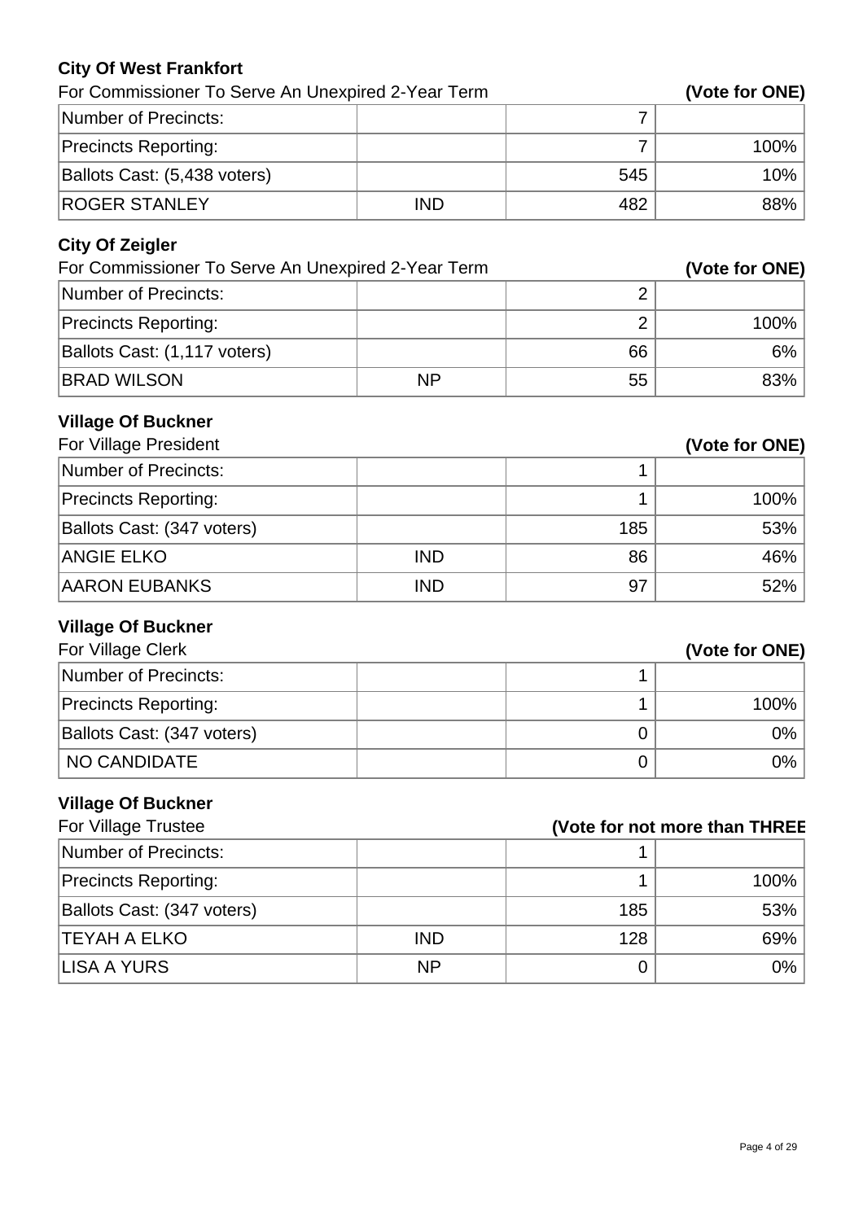### City Of West Frankfort

For Commissioner To Serve An Unexpired 2-Year Term **(Vote for ONE)**

| | | | |
|---|---|---|---|
| Number of Precincts: | | 7 | |
| Precincts Reporting: | | 7 | 100% |
| Ballots Cast: (5,438 voters) | | 545 | 10% |
| ROGER STANLEY | IND | 482 | 88% |

### City Of Zeigler

For Commissioner To Serve An Unexpired 2-Year Term **(Vote for ONE)**

| | | | |
|---|---|---|---|
| Number of Precincts: | | 2 | |
| Precincts Reporting: | | 2 | 100% |
| Ballots Cast: (1,117 voters) | | 66 | 6% |
| BRAD WILSON | NP | 55 | 83% |

### Village Of Buckner

For Village President **(Vote for ONE)**

| | | | |
|---|---|---|---|
| Number of Precincts: | | 1 | |
| Precincts Reporting: | | 1 | 100% |
| Ballots Cast: (347 voters) | | 185 | 53% |
| ANGIE ELKO | IND | 86 | 46% |
| AARON EUBANKS | IND | 97 | 52% |

### Village Of Buckner

For Village Clerk **(Vote for ONE)**

| | | | |
|---|---|---|---|
| Number of Precincts: | | 1 | |
| Precincts Reporting: | | 1 | 100% |
| Ballots Cast: (347 voters) | | 0 | 0% |
| NO CANDIDATE | | 0 | 0% |

### Village Of Buckner

For Village Trustee **(Vote for not more than THREE**

| | | | |
|---|---|---|---|
| Number of Precincts: | | 1 | |
| Precincts Reporting: | | 1 | 100% |
| Ballots Cast: (347 voters) | | 185 | 53% |
| TEYAH A ELKO | IND | 128 | 69% |
| LISA A YURS | NP | 0 | 0% |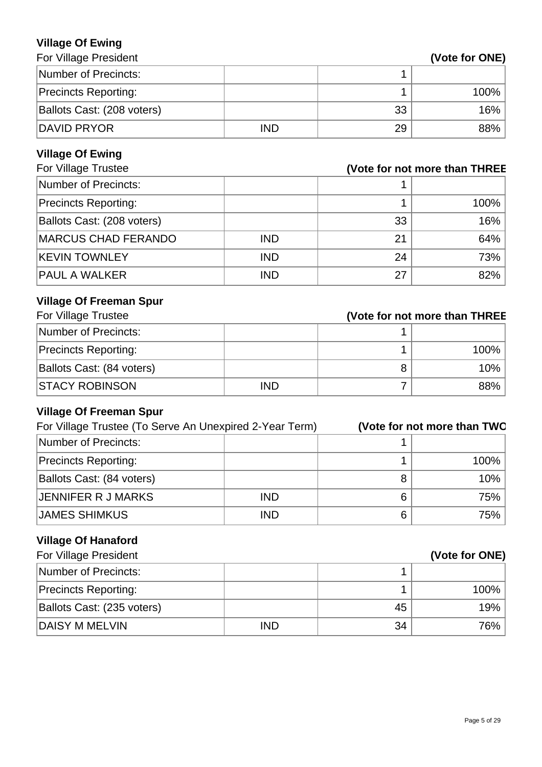### Village Of Ewing

For Village President **(Vote for ONE)**

| | | | |
|---|---|---|---|
| Number of Precincts: | | 1 | |
| Precincts Reporting: | | 1 | 100% |
| Ballots Cast: (208 voters) | | 33 | 16% |
| DAVID PRYOR | IND | 29 | 88% |

### Village Of Ewing

For Village Trustee **(Vote for not more than THREE**

| | | | |
|---|---|---|---|
| Number of Precincts: | | 1 | |
| Precincts Reporting: | | 1 | 100% |
| Ballots Cast: (208 voters) | | 33 | 16% |
| MARCUS CHAD FERANDO | IND | 21 | 64% |
| KEVIN TOWNLEY | IND | 24 | 73% |
| PAUL A WALKER | IND | 27 | 82% |

### Village Of Freeman Spur

For Village Trustee **(Vote for not more than THREE**

| | | | |
|---|---|---|---|
| Number of Precincts: | | 1 | |
| Precincts Reporting: | | 1 | 100% |
| Ballots Cast: (84 voters) | | 8 | 10% |
| STACY ROBINSON | IND | 7 | 88% |

### Village Of Freeman Spur

For Village Trustee (To Serve An Unexpired 2-Year Term) **(Vote for not more than TWO**

| | | | |
|---|---|---|---|
| Number of Precincts: | | 1 | |
| Precincts Reporting: | | 1 | 100% |
| Ballots Cast: (84 voters) | | 8 | 10% |
| JENNIFER R J MARKS | IND | 6 | 75% |
| JAMES SHIMKUS | IND | 6 | 75% |

### Village Of Hanaford

For Village President **(Vote for ONE)**

| | | | |
|---|---|---|---|
| Number of Precincts: | | 1 | |
| Precincts Reporting: | | 1 | 100% |
| Ballots Cast: (235 voters) | | 45 | 19% |
| DAISY M MELVIN | IND | 34 | 76% |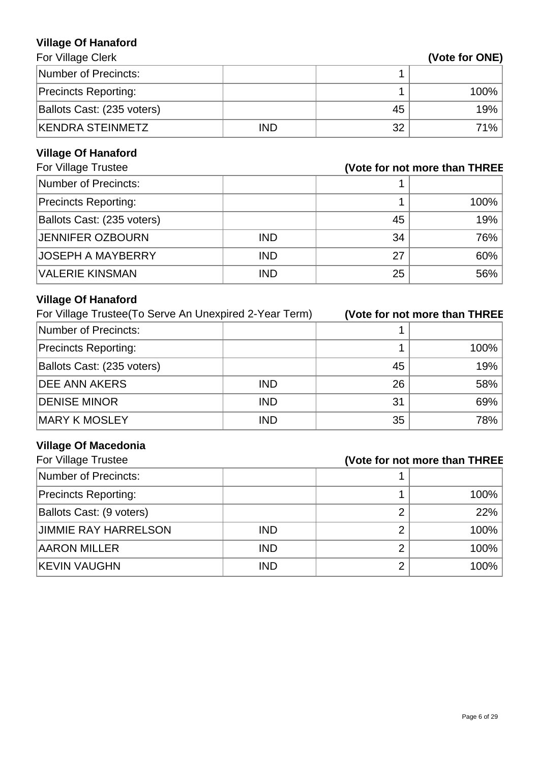### Village Of Hanaford

For Village Clerk **(Vote for ONE)**

| | | | |
|---|---|---|---|
| Number of Precincts: | | 1 | |
| Precincts Reporting: | | 1 | 100% |
| Ballots Cast: (235 voters) | | 45 | 19% |
| KENDRA STEINMETZ | IND | 32 | 71% |

### Village Of Hanaford

For Village Trustee **(Vote for not more than THREE**

| | | | |
|---|---|---|---|
| Number of Precincts: | | 1 | |
| Precincts Reporting: | | 1 | 100% |
| Ballots Cast: (235 voters) | | 45 | 19% |
| JENNIFER OZBOURN | IND | 34 | 76% |
| JOSEPH A MAYBERRY | IND | 27 | 60% |
| VALERIE KINSMAN | IND | 25 | 56% |

### Village Of Hanaford

For Village Trustee(To Serve An Unexpired 2-Year Term) **(Vote for not more than THREE**

| | | | |
|---|---|---|---|
| Number of Precincts: | | 1 | |
| Precincts Reporting: | | 1 | 100% |
| Ballots Cast: (235 voters) | | 45 | 19% |
| DEE ANN AKERS | IND | 26 | 58% |
| DENISE MINOR | IND | 31 | 69% |
| MARY K MOSLEY | IND | 35 | 78% |

### Village Of Macedonia

For Village Trustee **(Vote for not more than THREE**

| | | | |
|---|---|---|---|
| Number of Precincts: | | 1 | |
| Precincts Reporting: | | 1 | 100% |
| Ballots Cast: (9 voters) | | 2 | 22% |
| JIMMIE RAY HARRELSON | IND | 2 | 100% |
| AARON MILLER | IND | 2 | 100% |
| KEVIN VAUGHN | IND | 2 | 100% |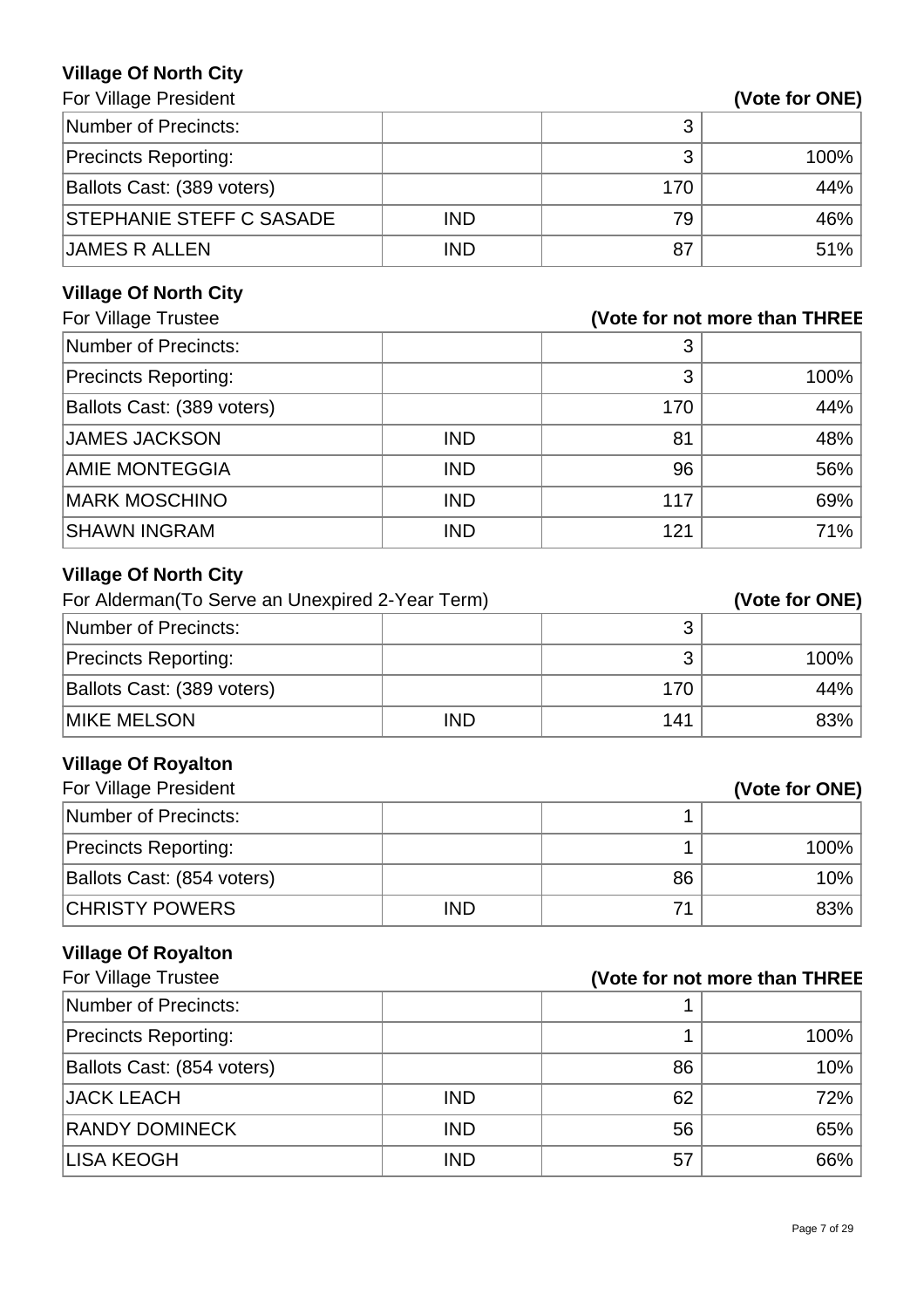### Village Of North City

For Village President **(Vote for ONE)**

| | | | |
|---|---|---|---|
| Number of Precincts: | | 3 | |
| Precincts Reporting: | | 3 | 100% |
| Ballots Cast: (389 voters) | | 170 | 44% |
| STEPHANIE STEFF C SASADE | IND | 79 | 46% |
| JAMES R ALLEN | IND | 87 | 51% |

### Village Of North City

For Village Trustee **(Vote for not more than THREE**

| | | | |
|---|---|---|---|
| Number of Precincts: | | 3 | |
| Precincts Reporting: | | 3 | 100% |
| Ballots Cast: (389 voters) | | 170 | 44% |
| JAMES JACKSON | IND | 81 | 48% |
| AMIE MONTEGGIA | IND | 96 | 56% |
| MARK MOSCHINO | IND | 117 | 69% |
| SHAWN INGRAM | IND | 121 | 71% |

### Village Of North City

For Alderman(To Serve an Unexpired 2-Year Term) **(Vote for ONE)**

| | | | |
|---|---|---|---|
| Number of Precincts: | | 3 | |
| Precincts Reporting: | | 3 | 100% |
| Ballots Cast: (389 voters) | | 170 | 44% |
| MIKE MELSON | IND | 141 | 83% |

### Village Of Royalton

For Village President **(Vote for ONE)**

| | | | |
|---|---|---|---|
| Number of Precincts: | | 1 | |
| Precincts Reporting: | | 1 | 100% |
| Ballots Cast: (854 voters) | | 86 | 10% |
| CHRISTY POWERS | IND | 71 | 83% |

### Village Of Royalton

For Village Trustee **(Vote for not more than THREE**

| | | | |
|---|---|---|---|
| Number of Precincts: | | 1 | |
| Precincts Reporting: | | 1 | 100% |
| Ballots Cast: (854 voters) | | 86 | 10% |
| JACK LEACH | IND | 62 | 72% |
| RANDY DOMINECK | IND | 56 | 65% |
| LISA KEOGH | IND | 57 | 66% |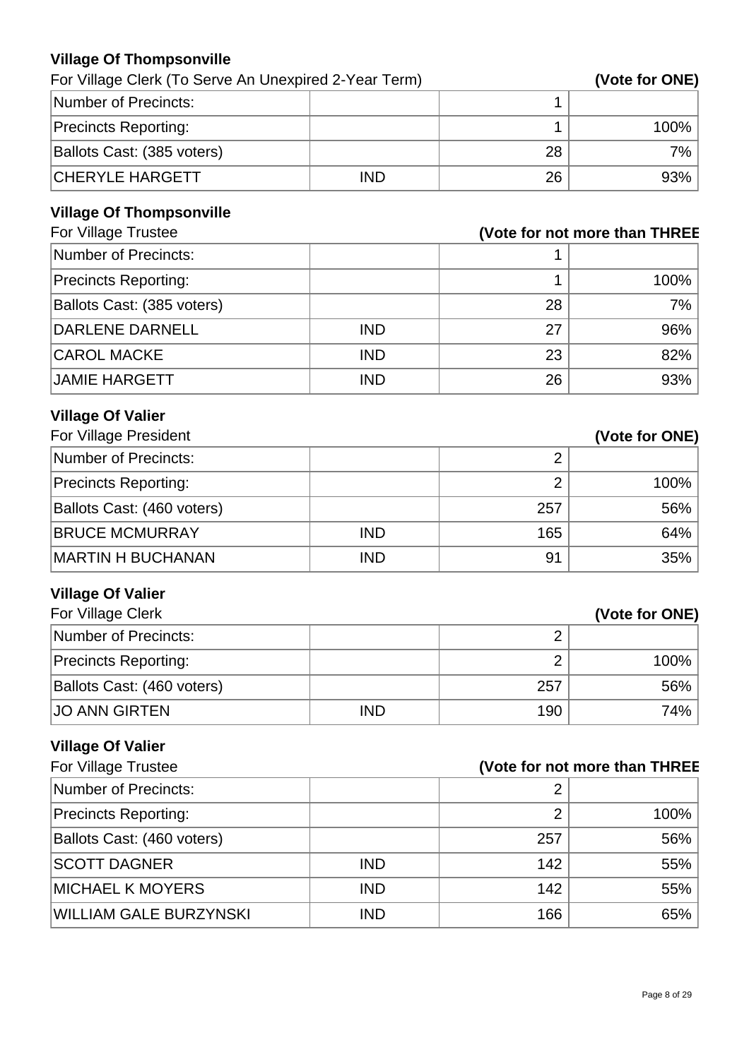### Village Of Thompsonville

For Village Clerk (To Serve An Unexpired 2-Year Term) **(Vote for ONE)**

| | | | |
|---|---|---|---|
| Number of Precincts: | | 1 | |
| Precincts Reporting: | | 1 | 100% |
| Ballots Cast: (385 voters) | | 28 | 7% |
| CHERYLE HARGETT | IND | 26 | 93% |

### Village Of Thompsonville

For Village Trustee **(Vote for not more than THREE**

| | | | |
|---|---|---|---|
| Number of Precincts: | | 1 | |
| Precincts Reporting: | | 1 | 100% |
| Ballots Cast: (385 voters) | | 28 | 7% |
| DARLENE DARNELL | IND | 27 | 96% |
| CAROL MACKE | IND | 23 | 82% |
| JAMIE HARGETT | IND | 26 | 93% |

### Village Of Valier

For Village President **(Vote for ONE)**

| | | | |
|---|---|---|---|
| Number of Precincts: | | 2 | |
| Precincts Reporting: | | 2 | 100% |
| Ballots Cast: (460 voters) | | 257 | 56% |
| BRUCE MCMURRAY | IND | 165 | 64% |
| MARTIN H BUCHANAN | IND | 91 | 35% |

### Village Of Valier

For Village Clerk **(Vote for ONE)**

| | | | |
|---|---|---|---|
| Number of Precincts: | | 2 | |
| Precincts Reporting: | | 2 | 100% |
| Ballots Cast: (460 voters) | | 257 | 56% |
| JO ANN GIRTEN | IND | 190 | 74% |

### Village Of Valier

For Village Trustee **(Vote for not more than THREE**

| | | | |
|---|---|---|---|
| Number of Precincts: | | 2 | |
| Precincts Reporting: | | 2 | 100% |
| Ballots Cast: (460 voters) | | 257 | 56% |
| SCOTT DAGNER | IND | 142 | 55% |
| MICHAEL K MOYERS | IND | 142 | 55% |
| WILLIAM GALE BURZYNSKI | IND | 166 | 65% |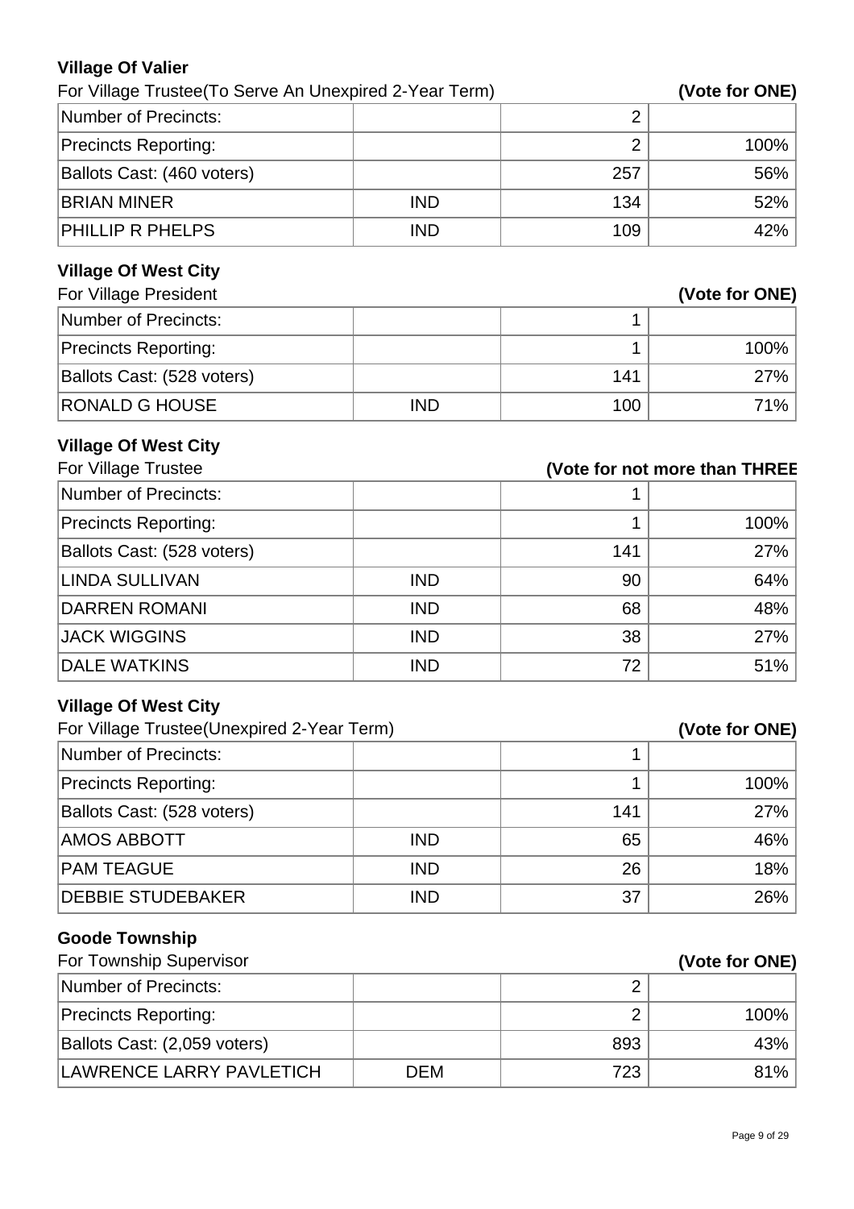### Village Of Valier

For Village Trustee(To Serve An Unexpired 2-Year Term) **(Vote for ONE)**

| | | | |
|---|---|---|---|
| Number of Precincts: | | 2 | |
| Precincts Reporting: | | 2 | 100% |
| Ballots Cast: (460 voters) | | 257 | 56% |
| BRIAN MINER | IND | 134 | 52% |
| PHILLIP R PHELPS | IND | 109 | 42% |

### Village Of West City

For Village President **(Vote for ONE)**

| | | | |
|---|---|---|---|
| Number of Precincts: | | 1 | |
| Precincts Reporting: | | 1 | 100% |
| Ballots Cast: (528 voters) | | 141 | 27% |
| RONALD G HOUSE | IND | 100 | 71% |

### Village Of West City

For Village Trustee **(Vote for not more than THREE**

| | | | |
|---|---|---|---|
| Number of Precincts: | | 1 | |
| Precincts Reporting: | | 1 | 100% |
| Ballots Cast: (528 voters) | | 141 | 27% |
| LINDA SULLIVAN | IND | 90 | 64% |
| DARREN ROMANI | IND | 68 | 48% |
| JACK WIGGINS | IND | 38 | 27% |
| DALE WATKINS | IND | 72 | 51% |

### Village Of West City

For Village Trustee(Unexpired 2-Year Term) **(Vote for ONE)**

| | | | |
|---|---|---|---|
| Number of Precincts: | | 1 | |
| Precincts Reporting: | | 1 | 100% |
| Ballots Cast: (528 voters) | | 141 | 27% |
| AMOS ABBOTT | IND | 65 | 46% |
| PAM TEAGUE | IND | 26 | 18% |
| DEBBIE STUDEBAKER | IND | 37 | 26% |

### Goode Township

For Township Supervisor **(Vote for ONE)**

| | | | |
|---|---|---|---|
| Number of Precincts: | | 2 | |
| Precincts Reporting: | | 2 | 100% |
| Ballots Cast: (2,059 voters) | | 893 | 43% |
| LAWRENCE LARRY PAVLETICH | DEM | 723 | 81% |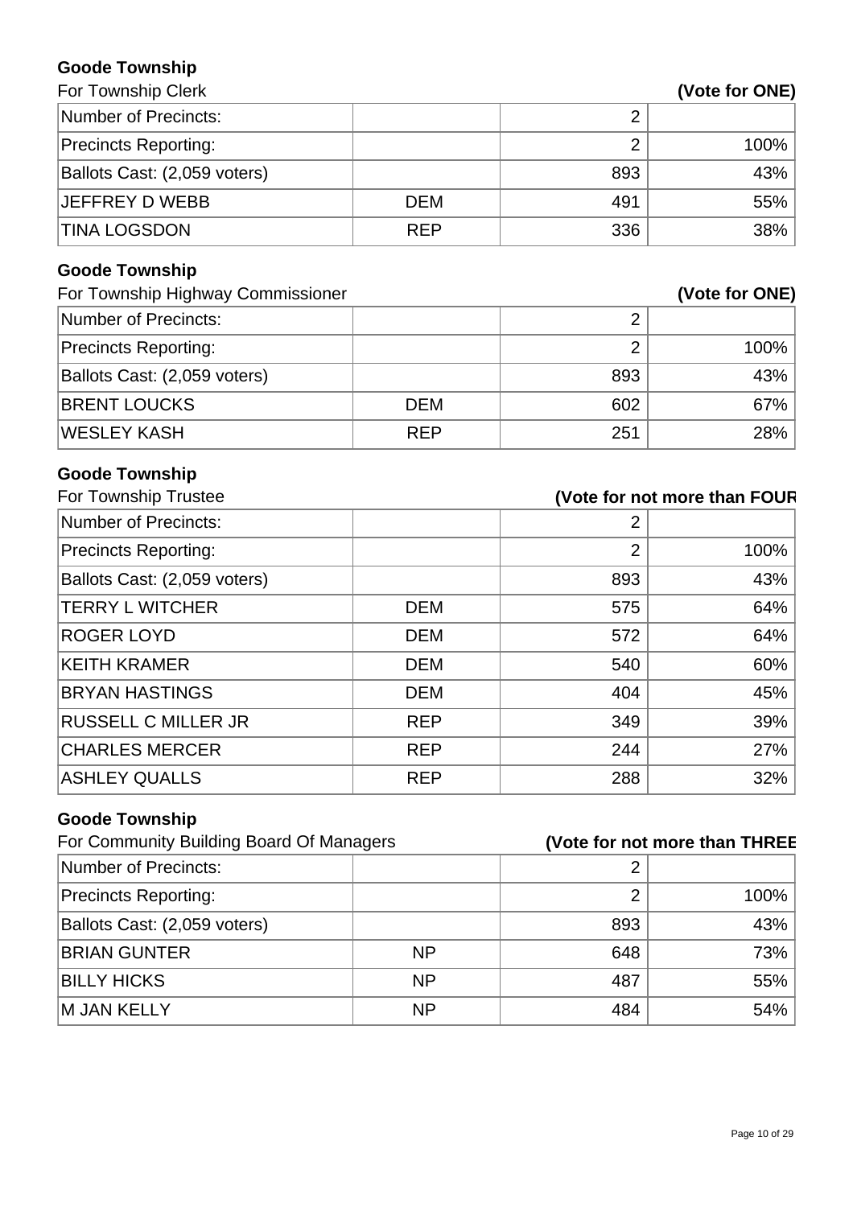## Goode Township

For Township Clerk **(Vote for ONE)**

| | | | |
|---|---|---|---|
| Number of Precincts: | | 2 | |
| Precincts Reporting: | | 2 | 100% |
| Ballots Cast: (2,059 voters) | | 893 | 43% |
| JEFFREY D WEBB | DEM | 491 | 55% |
| TINA LOGSDON | REP | 336 | 38% |

## Goode Township

For Township Highway Commissioner **(Vote for ONE)**

| | | | |
|---|---|---|---|
| Number of Precincts: | | 2 | |
| Precincts Reporting: | | 2 | 100% |
| Ballots Cast: (2,059 voters) | | 893 | 43% |
| BRENT LOUCKS | DEM | 602 | 67% |
| WESLEY KASH | REP | 251 | 28% |

## Goode Township

For Township Trustee **(Vote for not more than FOUR**

| | | | |
|---|---|---|---|
| Number of Precincts: | | 2 | |
| Precincts Reporting: | | 2 | 100% |
| Ballots Cast: (2,059 voters) | | 893 | 43% |
| TERRY L WITCHER | DEM | 575 | 64% |
| ROGER LOYD | DEM | 572 | 64% |
| KEITH KRAMER | DEM | 540 | 60% |
| BRYAN HASTINGS | DEM | 404 | 45% |
| RUSSELL C MILLER JR | REP | 349 | 39% |
| CHARLES MERCER | REP | 244 | 27% |
| ASHLEY QUALLS | REP | 288 | 32% |

## Goode Township

For Community Building Board Of Managers **(Vote for not more than THREE**

| | | | |
|---|---|---|---|
| Number of Precincts: | | 2 | |
| Precincts Reporting: | | 2 | 100% |
| Ballots Cast: (2,059 voters) | | 893 | 43% |
| BRIAN GUNTER | NP | 648 | 73% |
| BILLY HICKS | NP | 487 | 55% |
| M JAN KELLY | NP | 484 | 54% |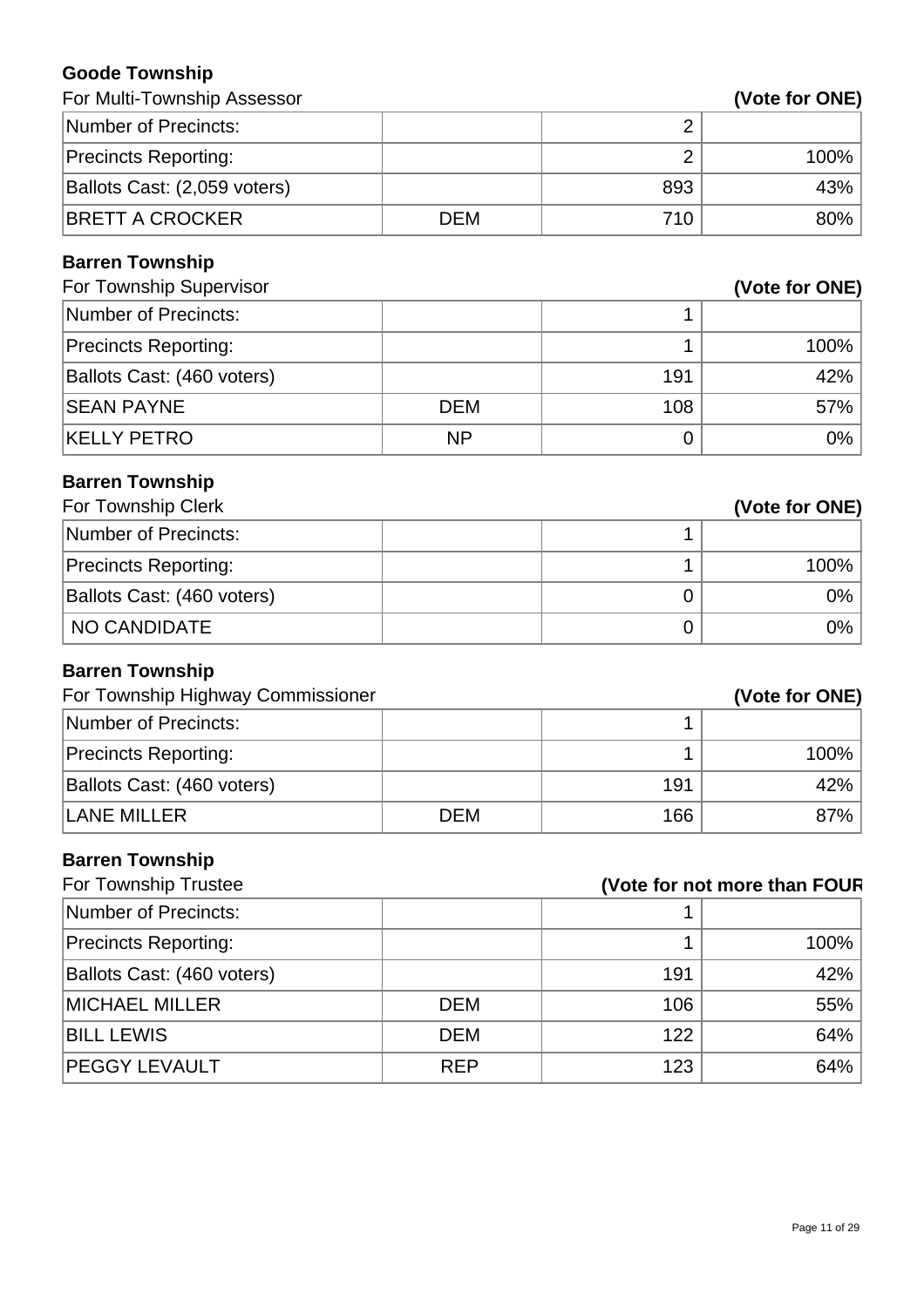**Goode Township**

For Multi-Township Assessor **(Vote for ONE)**

| | | | |
|---|---|---|---|
| Number of Precincts: | | 2 | |
| Precincts Reporting: | | 2 | 100% |
| Ballots Cast: (2,059 voters) | | 893 | 43% |
| BRETT A CROCKER | DEM | 710 | 80% |

**Barren Township**

For Township Supervisor **(Vote for ONE)**

| | | | |
|---|---|---|---|
| Number of Precincts: | | 1 | |
| Precincts Reporting: | | 1 | 100% |
| Ballots Cast: (460 voters) | | 191 | 42% |
| SEAN PAYNE | DEM | 108 | 57% |
| KELLY PETRO | NP | 0 | 0% |

**Barren Township**

For Township Clerk **(Vote for ONE)**

| | | | |
|---|---|---|---|
| Number of Precincts: | | 1 | |
| Precincts Reporting: | | 1 | 100% |
| Ballots Cast: (460 voters) | | 0 | 0% |
| NO CANDIDATE | | 0 | 0% |

**Barren Township**

For Township Highway Commissioner **(Vote for ONE)**

| | | | |
|---|---|---|---|
| Number of Precincts: | | 1 | |
| Precincts Reporting: | | 1 | 100% |
| Ballots Cast: (460 voters) | | 191 | 42% |
| LANE MILLER | DEM | 166 | 87% |

**Barren Township**

For Township Trustee **(Vote for not more than FOUR**

| | | | |
|---|---|---|---|
| Number of Precincts: | | 1 | |
| Precincts Reporting: | | 1 | 100% |
| Ballots Cast: (460 voters) | | 191 | 42% |
| MICHAEL MILLER | DEM | 106 | 55% |
| BILL LEWIS | DEM | 122 | 64% |
| PEGGY LEVAULT | REP | 123 | 64% |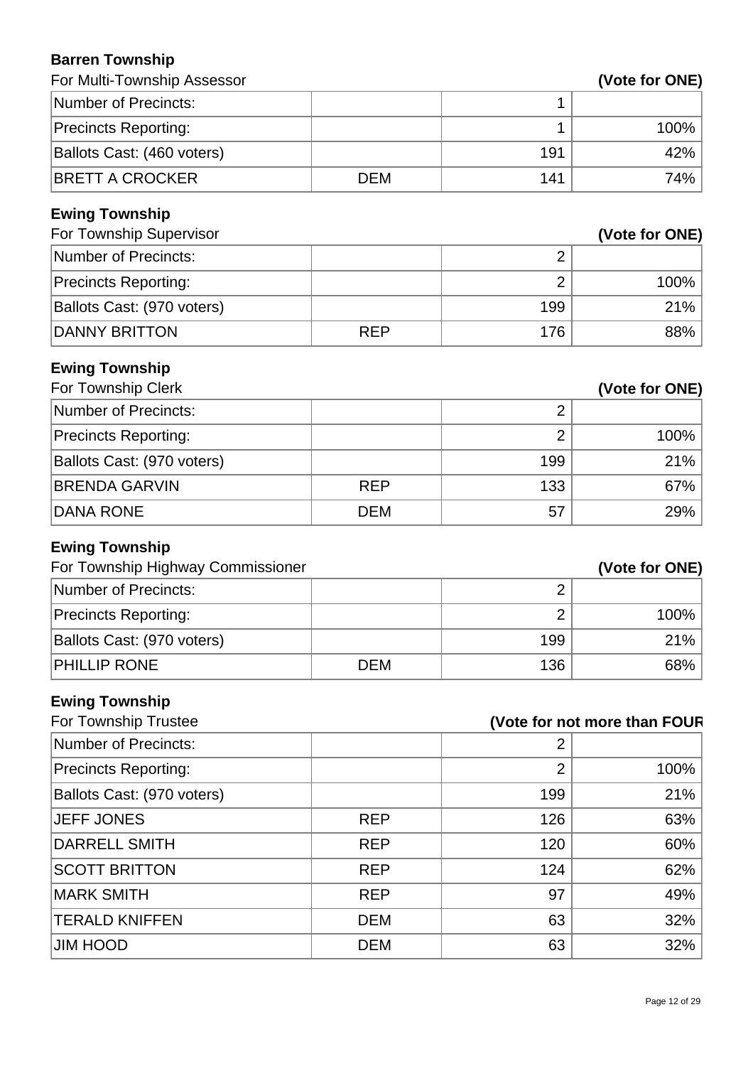**Barren Township**

For Multi-Township Assessor **(Vote for ONE)**

| | | | |
|---|---|---|---|
| Number of Precincts: | | 1 | |
| Precincts Reporting: | | 1 | 100% |
| Ballots Cast: (460 voters) | | 191 | 42% |
| BRETT A CROCKER | DEM | 141 | 74% |

**Ewing Township**

For Township Supervisor **(Vote for ONE)**

| | | | |
|---|---|---|---|
| Number of Precincts: | | 2 | |
| Precincts Reporting: | | 2 | 100% |
| Ballots Cast: (970 voters) | | 199 | 21% |
| DANNY BRITTON | REP | 176 | 88% |

**Ewing Township**

For Township Clerk **(Vote for ONE)**

| | | | |
|---|---|---|---|
| Number of Precincts: | | 2 | |
| Precincts Reporting: | | 2 | 100% |
| Ballots Cast: (970 voters) | | 199 | 21% |
| BRENDA GARVIN | REP | 133 | 67% |
| DANA RONE | DEM | 57 | 29% |

**Ewing Township**

For Township Highway Commissioner **(Vote for ONE)**

| | | | |
|---|---|---|---|
| Number of Precincts: | | 2 | |
| Precincts Reporting: | | 2 | 100% |
| Ballots Cast: (970 voters) | | 199 | 21% |
| PHILLIP RONE | DEM | 136 | 68% |

**Ewing Township**

For Township Trustee **(Vote for not more than FOUR**

| | | | |
|---|---|---|---|
| Number of Precincts: | | 2 | |
| Precincts Reporting: | | 2 | 100% |
| Ballots Cast: (970 voters) | | 199 | 21% |
| JEFF JONES | REP | 126 | 63% |
| DARRELL SMITH | REP | 120 | 60% |
| SCOTT BRITTON | REP | 124 | 62% |
| MARK SMITH | REP | 97 | 49% |
| TERALD KNIFFEN | DEM | 63 | 32% |
| JIM HOOD | DEM | 63 | 32% |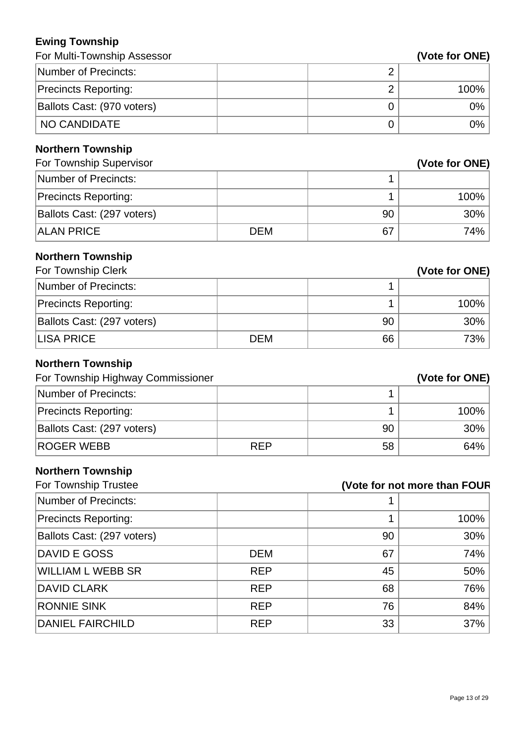**Ewing Township**

For Multi-Township Assessor **(Vote for ONE)**

| | | | |
|---|---|---|---|
| Number of Precincts: | | 2 | |
| Precincts Reporting: | | 2 | 100% |
| Ballots Cast: (970 voters) | | 0 | 0% |
| NO CANDIDATE | | 0 | 0% |

**Northern Township**

For Township Supervisor **(Vote for ONE)**

| | | | |
|---|---|---|---|
| Number of Precincts: | | 1 | |
| Precincts Reporting: | | 1 | 100% |
| Ballots Cast: (297 voters) | | 90 | 30% |
| ALAN PRICE | DEM | 67 | 74% |

**Northern Township**

For Township Clerk **(Vote for ONE)**

| | | | |
|---|---|---|---|
| Number of Precincts: | | 1 | |
| Precincts Reporting: | | 1 | 100% |
| Ballots Cast: (297 voters) | | 90 | 30% |
| LISA PRICE | DEM | 66 | 73% |

**Northern Township**

For Township Highway Commissioner **(Vote for ONE)**

| | | | |
|---|---|---|---|
| Number of Precincts: | | 1 | |
| Precincts Reporting: | | 1 | 100% |
| Ballots Cast: (297 voters) | | 90 | 30% |
| ROGER WEBB | REP | 58 | 64% |

**Northern Township**

For Township Trustee **(Vote for not more than FOUR**

| | | | |
|---|---|---|---|
| Number of Precincts: | | 1 | |
| Precincts Reporting: | | 1 | 100% |
| Ballots Cast: (297 voters) | | 90 | 30% |
| DAVID E GOSS | DEM | 67 | 74% |
| WILLIAM L WEBB SR | REP | 45 | 50% |
| DAVID CLARK | REP | 68 | 76% |
| RONNIE SINK | REP | 76 | 84% |
| DANIEL FAIRCHILD | REP | 33 | 37% |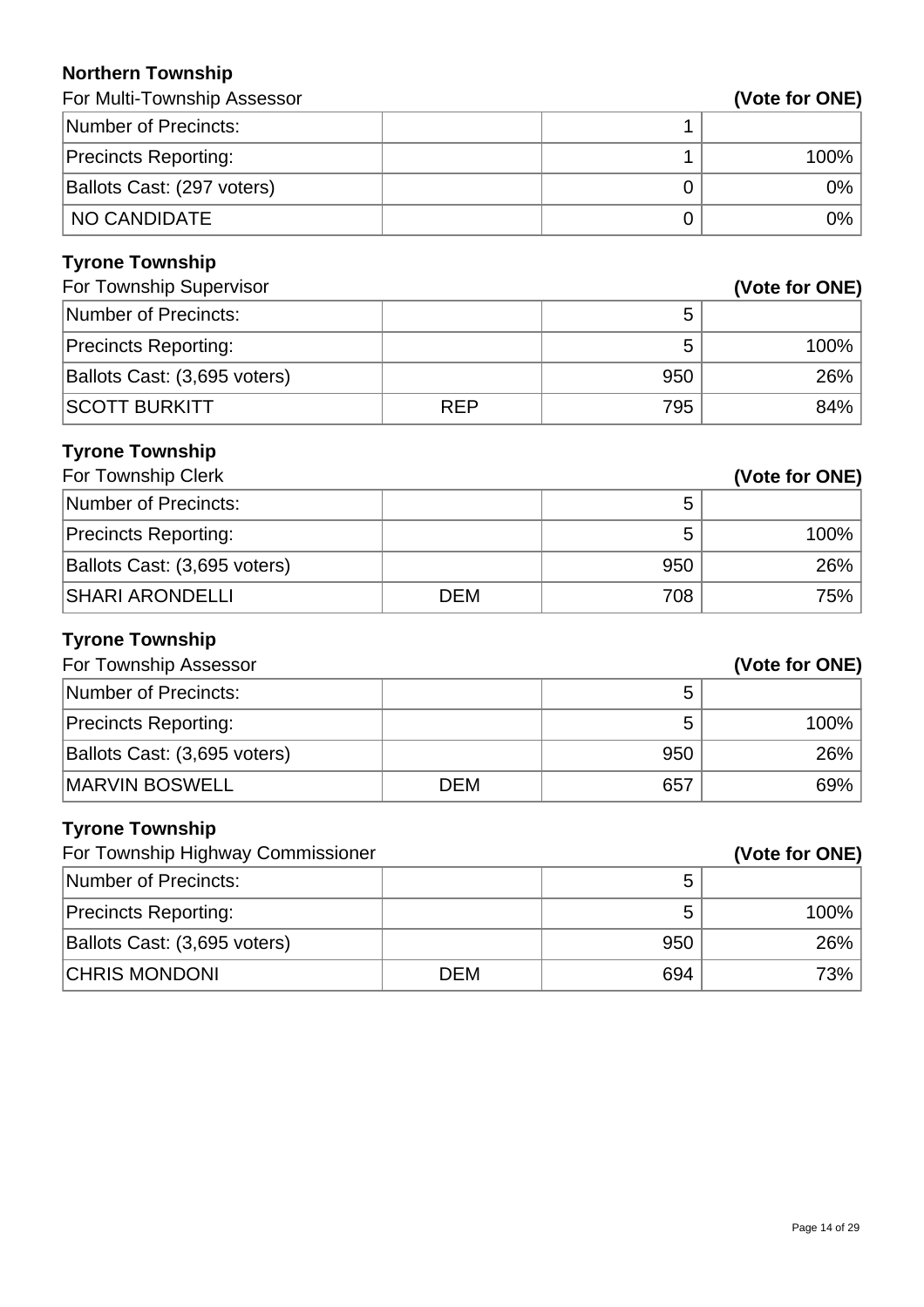### Northern Township

For Multi-Township Assessor **(Vote for ONE)**

| | | | |
|---|---|---|---|
| Number of Precincts: | | 1 | |
| Precincts Reporting: | | 1 | 100% |
| Ballots Cast: (297 voters) | | 0 | 0% |
| NO CANDIDATE | | 0 | 0% |

### Tyrone Township

For Township Supervisor **(Vote for ONE)**

| | | | |
|---|---|---|---|
| Number of Precincts: | | 5 | |
| Precincts Reporting: | | 5 | 100% |
| Ballots Cast: (3,695 voters) | | 950 | 26% |
| SCOTT BURKITT | REP | 795 | 84% |

### Tyrone Township

For Township Clerk **(Vote for ONE)**

| | | | |
|---|---|---|---|
| Number of Precincts: | | 5 | |
| Precincts Reporting: | | 5 | 100% |
| Ballots Cast: (3,695 voters) | | 950 | 26% |
| SHARI ARONDELLI | DEM | 708 | 75% |

### Tyrone Township

For Township Assessor **(Vote for ONE)**

| | | | |
|---|---|---|---|
| Number of Precincts: | | 5 | |
| Precincts Reporting: | | 5 | 100% |
| Ballots Cast: (3,695 voters) | | 950 | 26% |
| MARVIN BOSWELL | DEM | 657 | 69% |

### Tyrone Township

For Township Highway Commissioner **(Vote for ONE)**

| | | | |
|---|---|---|---|
| Number of Precincts: | | 5 | |
| Precincts Reporting: | | 5 | 100% |
| Ballots Cast: (3,695 voters) | | 950 | 26% |
| CHRIS MONDONI | DEM | 694 | 73% |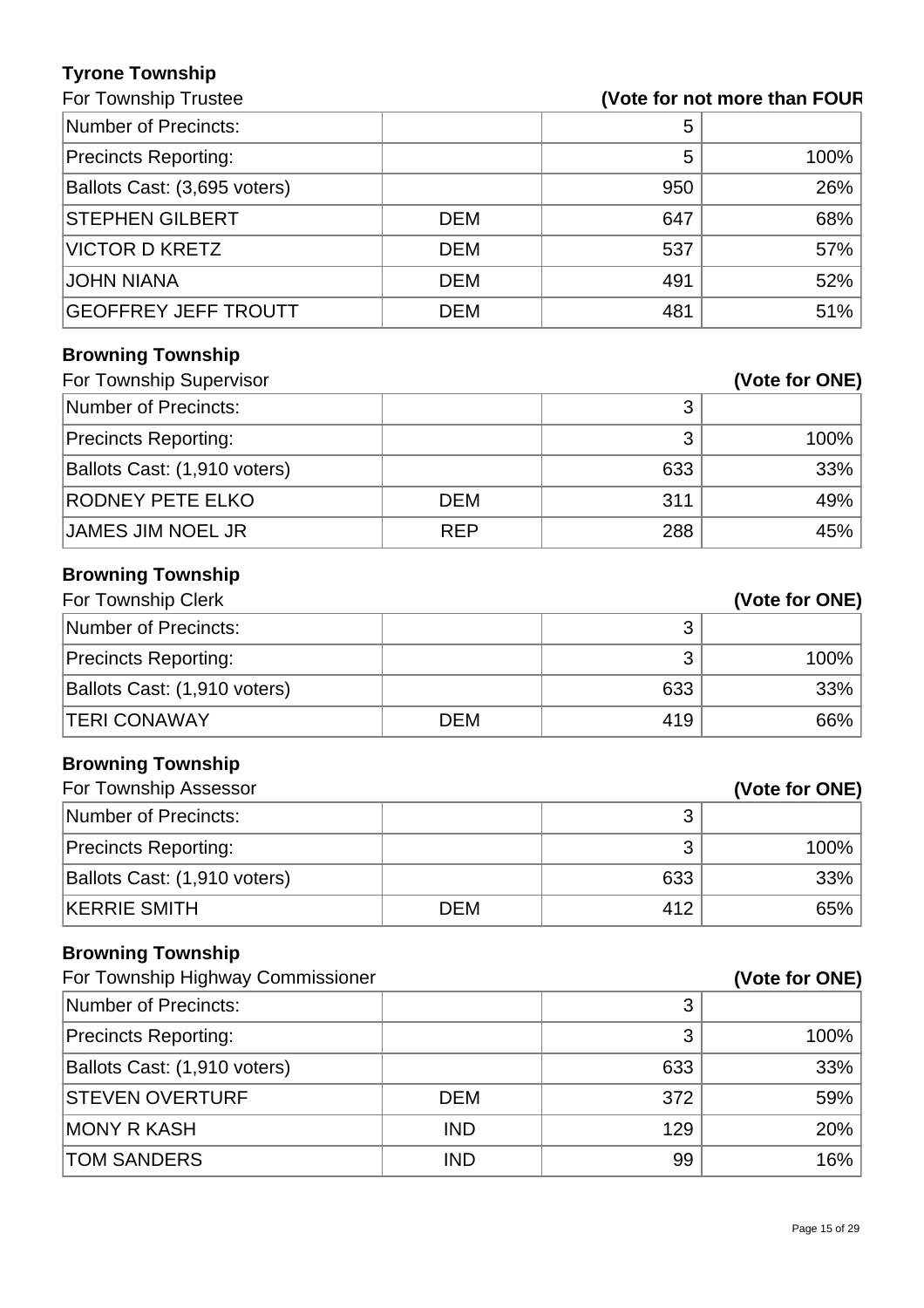### Tyrone Township

For Township Trustee **(Vote for not more than FOUR**

| | | | |
|---|---|---|---|
| Number of Precincts: | | 5 | |
| Precincts Reporting: | | 5 | 100% |
| Ballots Cast: (3,695 voters) | | 950 | 26% |
| STEPHEN GILBERT | DEM | 647 | 68% |
| VICTOR D KRETZ | DEM | 537 | 57% |
| JOHN NIANA | DEM | 491 | 52% |
| GEOFFREY JEFF TROUTT | DEM | 481 | 51% |

### Browning Township

For Township Supervisor **(Vote for ONE)**

| | | | |
|---|---|---|---|
| Number of Precincts: | | 3 | |
| Precincts Reporting: | | 3 | 100% |
| Ballots Cast: (1,910 voters) | | 633 | 33% |
| RODNEY PETE ELKO | DEM | 311 | 49% |
| JAMES JIM NOEL JR | REP | 288 | 45% |

### Browning Township

For Township Clerk **(Vote for ONE)**

| | | | |
|---|---|---|---|
| Number of Precincts: | | 3 | |
| Precincts Reporting: | | 3 | 100% |
| Ballots Cast: (1,910 voters) | | 633 | 33% |
| TERI CONAWAY | DEM | 419 | 66% |

### Browning Township

For Township Assessor **(Vote for ONE)**

| | | | |
|---|---|---|---|
| Number of Precincts: | | 3 | |
| Precincts Reporting: | | 3 | 100% |
| Ballots Cast: (1,910 voters) | | 633 | 33% |
| KERRIE SMITH | DEM | 412 | 65% |

### Browning Township

For Township Highway Commissioner **(Vote for ONE)**

| | | | |
|---|---|---|---|
| Number of Precincts: | | 3 | |
| Precincts Reporting: | | 3 | 100% |
| Ballots Cast: (1,910 voters) | | 633 | 33% |
| STEVEN OVERTURF | DEM | 372 | 59% |
| MONY R KASH | IND | 129 | 20% |
| TOM SANDERS | IND | 99 | 16% |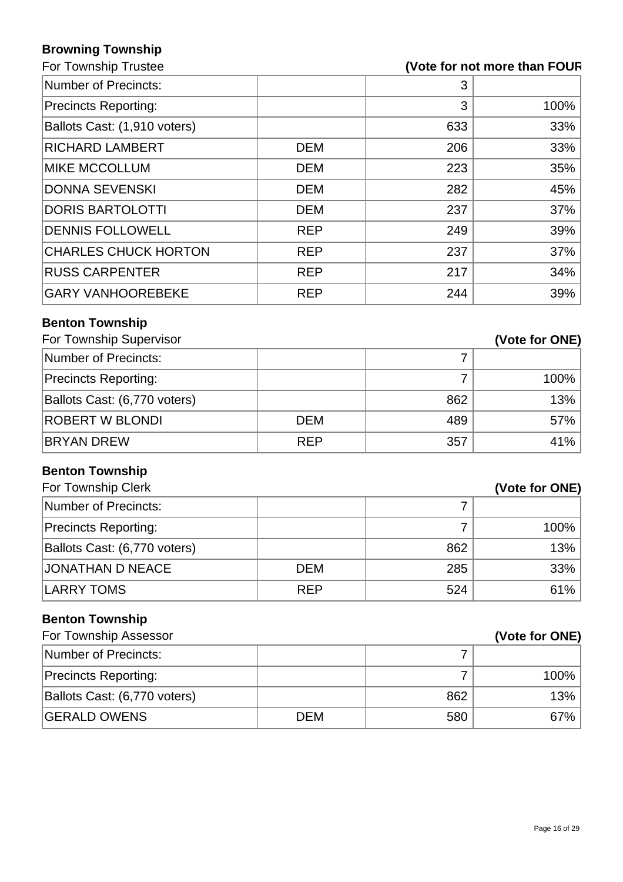### Browning Township

For Township Trustee **(Vote for not more than FOUR**

| Number of Precincts: | | 3 | |
|---|---|---|---|
| Precincts Reporting: | | 3 | 100% |
| Ballots Cast: (1,910 voters) | | 633 | 33% |
| RICHARD LAMBERT | DEM | 206 | 33% |
| MIKE MCCOLLUM | DEM | 223 | 35% |
| DONNA SEVENSKI | DEM | 282 | 45% |
| DORIS BARTOLOTTI | DEM | 237 | 37% |
| DENNIS FOLLOWELL | REP | 249 | 39% |
| CHARLES CHUCK HORTON | REP | 237 | 37% |
| RUSS CARPENTER | REP | 217 | 34% |
| GARY VANHOOREBEKE | REP | 244 | 39% |

### Benton Township

For Township Supervisor **(Vote for ONE)**

| Number of Precincts: | | 7 | |
|---|---|---|---|
| Precincts Reporting: | | 7 | 100% |
| Ballots Cast: (6,770 voters) | | 862 | 13% |
| ROBERT W BLONDI | DEM | 489 | 57% |
| BRYAN DREW | REP | 357 | 41% |

### Benton Township

For Township Clerk **(Vote for ONE)**

| Number of Precincts: | | 7 | |
|---|---|---|---|
| Precincts Reporting: | | 7 | 100% |
| Ballots Cast: (6,770 voters) | | 862 | 13% |
| JONATHAN D NEACE | DEM | 285 | 33% |
| LARRY TOMS | REP | 524 | 61% |

### Benton Township

For Township Assessor **(Vote for ONE)**

| Number of Precincts: | | 7 | |
|---|---|---|---|
| Precincts Reporting: | | 7 | 100% |
| Ballots Cast: (6,770 voters) | | 862 | 13% |
| GERALD OWENS | DEM | 580 | 67% |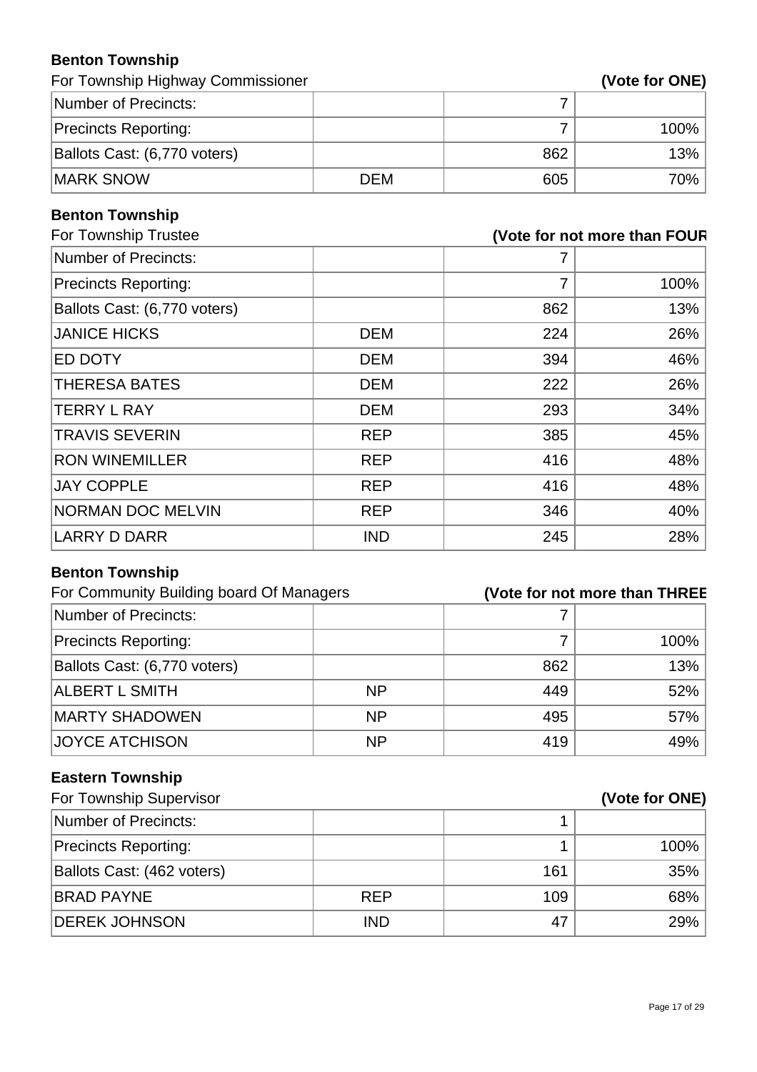**Benton Township**

For Township Highway Commissioner **(Vote for ONE)**

| | | | |
|---|---|---|---|
| Number of Precincts: | | 7 | |
| Precincts Reporting: | | 7 | 100% |
| Ballots Cast: (6,770 voters) | | 862 | 13% |
| MARK SNOW | DEM | 605 | 70% |

**Benton Township**

For Township Trustee **(Vote for not more than FOUR**

| | | | |
|---|---|---|---|
| Number of Precincts: | | 7 | |
| Precincts Reporting: | | 7 | 100% |
| Ballots Cast: (6,770 voters) | | 862 | 13% |
| JANICE HICKS | DEM | 224 | 26% |
| ED DOTY | DEM | 394 | 46% |
| THERESA BATES | DEM | 222 | 26% |
| TERRY L RAY | DEM | 293 | 34% |
| TRAVIS SEVERIN | REP | 385 | 45% |
| RON WINEMILLER | REP | 416 | 48% |
| JAY COPPLE | REP | 416 | 48% |
| NORMAN DOC MELVIN | REP | 346 | 40% |
| LARRY D DARR | IND | 245 | 28% |

**Benton Township**

For Community Building board Of Managers **(Vote for not more than THREE**

| | | | |
|---|---|---|---|
| Number of Precincts: | | 7 | |
| Precincts Reporting: | | 7 | 100% |
| Ballots Cast: (6,770 voters) | | 862 | 13% |
| ALBERT L SMITH | NP | 449 | 52% |
| MARTY SHADOWEN | NP | 495 | 57% |
| JOYCE ATCHISON | NP | 419 | 49% |

**Eastern Township**

For Township Supervisor **(Vote for ONE)**

| | | | |
|---|---|---|---|
| Number of Precincts: | | 1 | |
| Precincts Reporting: | | 1 | 100% |
| Ballots Cast: (462 voters) | | 161 | 35% |
| BRAD PAYNE | REP | 109 | 68% |
| DEREK JOHNSON | IND | 47 | 29% |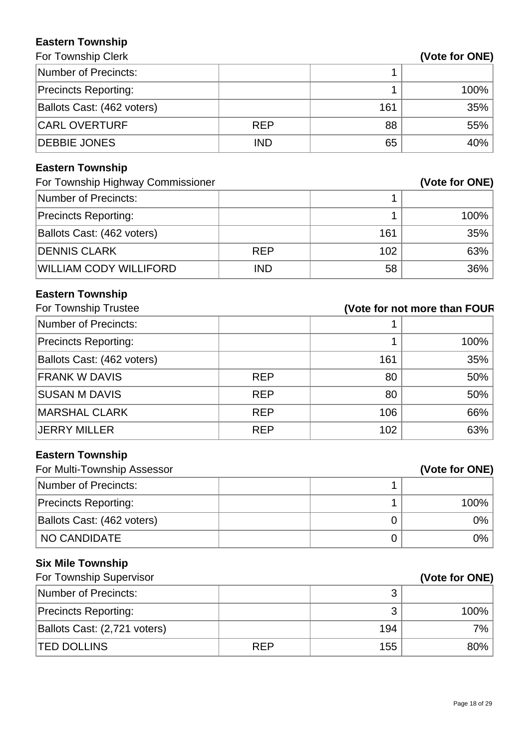### Eastern Township

For Township Clerk **(Vote for ONE)**

| | | | |
|---|---|---|---|
| Number of Precincts: | | 1 | |
| Precincts Reporting: | | 1 | 100% |
| Ballots Cast: (462 voters) | | 161 | 35% |
| CARL OVERTURF | REP | 88 | 55% |
| DEBBIE JONES | IND | 65 | 40% |

### Eastern Township

For Township Highway Commissioner **(Vote for ONE)**

| | | | |
|---|---|---|---|
| Number of Precincts: | | 1 | |
| Precincts Reporting: | | 1 | 100% |
| Ballots Cast: (462 voters) | | 161 | 35% |
| DENNIS CLARK | REP | 102 | 63% |
| WILLIAM CODY WILLIFORD | IND | 58 | 36% |

### Eastern Township

For Township Trustee **(Vote for not more than FOUR**

| | | | |
|---|---|---|---|
| Number of Precincts: | | 1 | |
| Precincts Reporting: | | 1 | 100% |
| Ballots Cast: (462 voters) | | 161 | 35% |
| FRANK W DAVIS | REP | 80 | 50% |
| SUSAN M DAVIS | REP | 80 | 50% |
| MARSHAL CLARK | REP | 106 | 66% |
| JERRY MILLER | REP | 102 | 63% |

### Eastern Township

For Multi-Township Assessor **(Vote for ONE)**

| | | | |
|---|---|---|---|
| Number of Precincts: | | 1 | |
| Precincts Reporting: | | 1 | 100% |
| Ballots Cast: (462 voters) | | 0 | 0% |
| NO CANDIDATE | | 0 | 0% |

### Six Mile Township

For Township Supervisor **(Vote for ONE)**

| | | | |
|---|---|---|---|
| Number of Precincts: | | 3 | |
| Precincts Reporting: | | 3 | 100% |
| Ballots Cast: (2,721 voters) | | 194 | 7% |
| TED DOLLINS | REP | 155 | 80% |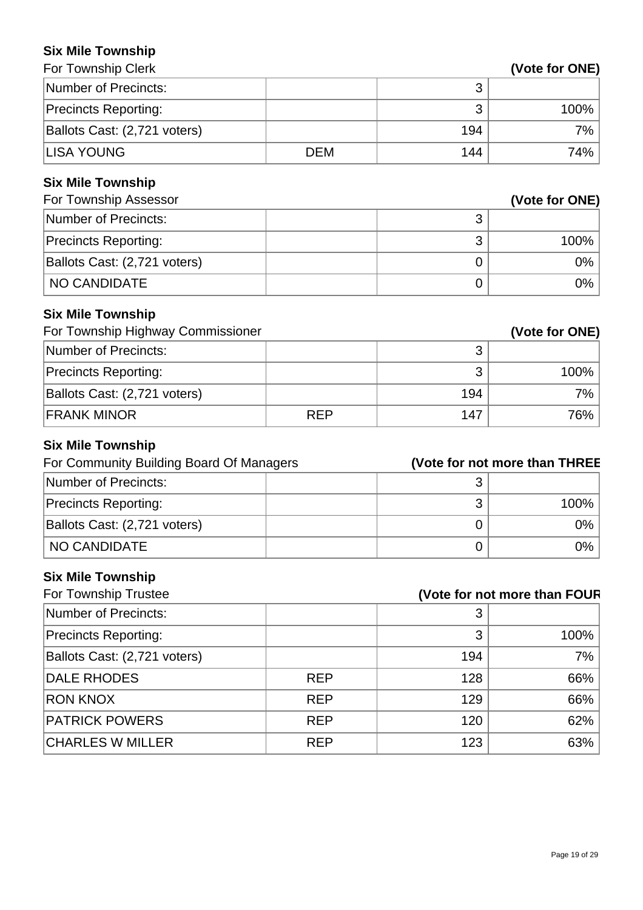### Six Mile Township

For Township Clerk **(Vote for ONE)**

| | | | |
|---|---|---|---|
| Number of Precincts: | | 3 | |
| Precincts Reporting: | | 3 | 100% |
| Ballots Cast: (2,721 voters) | | 194 | 7% |
| LISA YOUNG | DEM | 144 | 74% |

### Six Mile Township

For Township Assessor **(Vote for ONE)**

| | | | |
|---|---|---|---|
| Number of Precincts: | | 3 | |
| Precincts Reporting: | | 3 | 100% |
| Ballots Cast: (2,721 voters) | | 0 | 0% |
| NO CANDIDATE | | 0 | 0% |

### Six Mile Township

For Township Highway Commissioner **(Vote for ONE)**

| | | | |
|---|---|---|---|
| Number of Precincts: | | 3 | |
| Precincts Reporting: | | 3 | 100% |
| Ballots Cast: (2,721 voters) | | 194 | 7% |
| FRANK MINOR | REP | 147 | 76% |

### Six Mile Township

For Community Building Board Of Managers **(Vote for not more than THREE**

| | | | |
|---|---|---|---|
| Number of Precincts: | | 3 | |
| Precincts Reporting: | | 3 | 100% |
| Ballots Cast: (2,721 voters) | | 0 | 0% |
| NO CANDIDATE | | 0 | 0% |

### Six Mile Township

For Township Trustee **(Vote for not more than FOUR**

| | | | |
|---|---|---|---|
| Number of Precincts: | | 3 | |
| Precincts Reporting: | | 3 | 100% |
| Ballots Cast: (2,721 voters) | | 194 | 7% |
| DALE RHODES | REP | 128 | 66% |
| RON KNOX | REP | 129 | 66% |
| PATRICK POWERS | REP | 120 | 62% |
| CHARLES W MILLER | REP | 123 | 63% |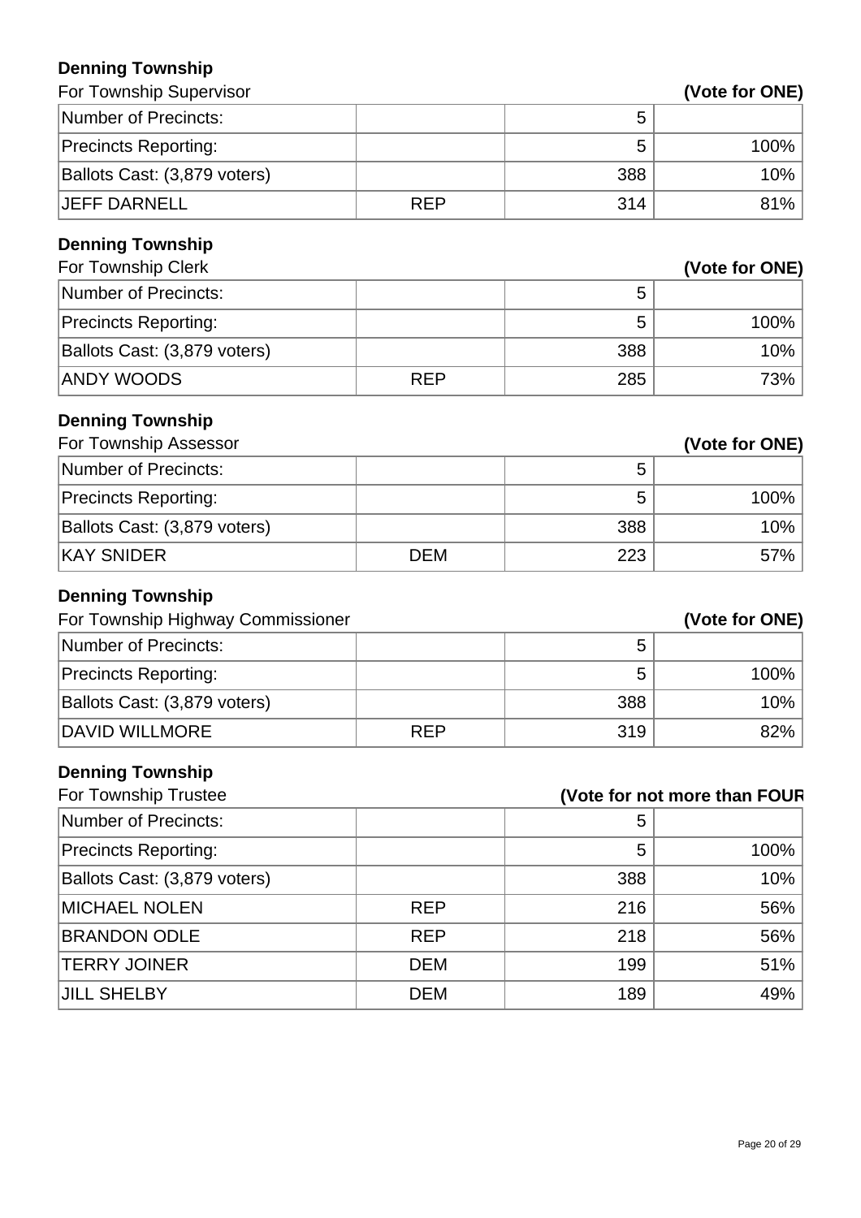## Denning Township

For Township Supervisor **(Vote for ONE)**

| | | | |
|---|---|---|---|
| Number of Precincts: | | 5 | |
| Precincts Reporting: | | 5 | 100% |
| Ballots Cast: (3,879 voters) | | 388 | 10% |
| JEFF DARNELL | REP | 314 | 81% |

## Denning Township

For Township Clerk **(Vote for ONE)**

| | | | |
|---|---|---|---|
| Number of Precincts: | | 5 | |
| Precincts Reporting: | | 5 | 100% |
| Ballots Cast: (3,879 voters) | | 388 | 10% |
| ANDY WOODS | REP | 285 | 73% |

## Denning Township

For Township Assessor **(Vote for ONE)**

| | | | |
|---|---|---|---|
| Number of Precincts: | | 5 | |
| Precincts Reporting: | | 5 | 100% |
| Ballots Cast: (3,879 voters) | | 388 | 10% |
| KAY SNIDER | DEM | 223 | 57% |

## Denning Township

For Township Highway Commissioner **(Vote for ONE)**

| | | | |
|---|---|---|---|
| Number of Precincts: | | 5 | |
| Precincts Reporting: | | 5 | 100% |
| Ballots Cast: (3,879 voters) | | 388 | 10% |
| DAVID WILLMORE | REP | 319 | 82% |

## Denning Township

For Township Trustee **(Vote for not more than FOUR**

| | | | |
|---|---|---|---|
| Number of Precincts: | | 5 | |
| Precincts Reporting: | | 5 | 100% |
| Ballots Cast: (3,879 voters) | | 388 | 10% |
| MICHAEL NOLEN | REP | 216 | 56% |
| BRANDON ODLE | REP | 218 | 56% |
| TERRY JOINER | DEM | 199 | 51% |
| JILL SHELBY | DEM | 189 | 49% |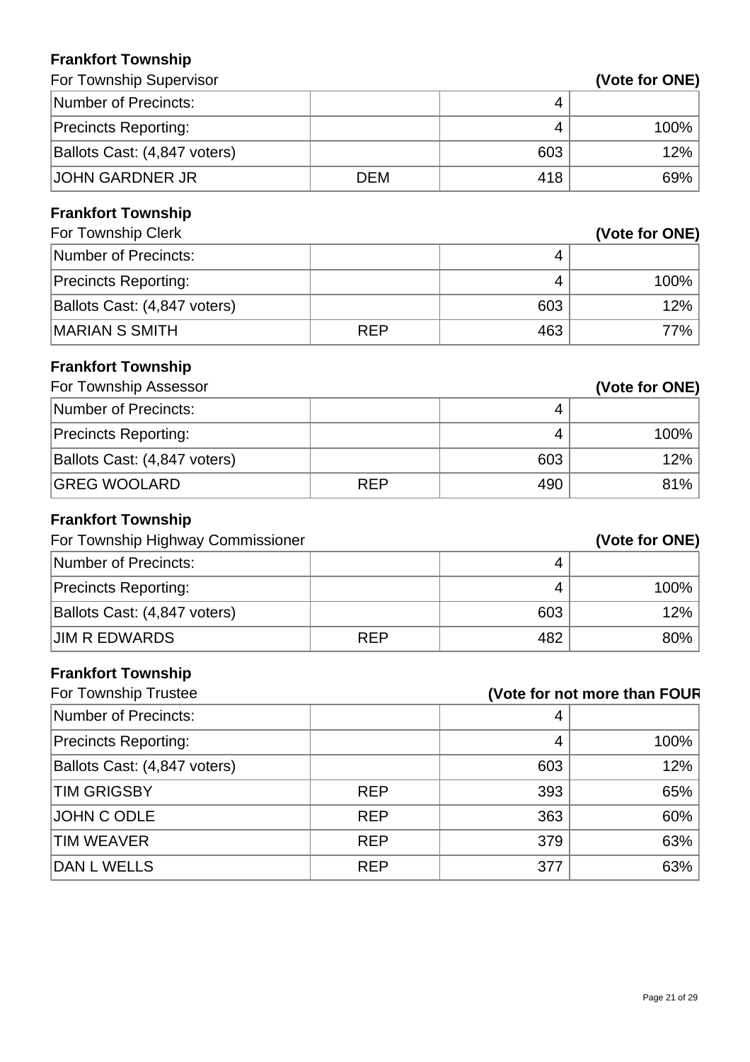**Frankfort Township**

For Township Supervisor **(Vote for ONE)**

| | | | |
|---|---|---|---|
| Number of Precincts: | | 4 | |
| Precincts Reporting: | | 4 | 100% |
| Ballots Cast: (4,847 voters) | | 603 | 12% |
| JOHN GARDNER JR | DEM | 418 | 69% |

**Frankfort Township**

For Township Clerk **(Vote for ONE)**

| | | | |
|---|---|---|---|
| Number of Precincts: | | 4 | |
| Precincts Reporting: | | 4 | 100% |
| Ballots Cast: (4,847 voters) | | 603 | 12% |
| MARIAN S SMITH | REP | 463 | 77% |

**Frankfort Township**

For Township Assessor **(Vote for ONE)**

| | | | |
|---|---|---|---|
| Number of Precincts: | | 4 | |
| Precincts Reporting: | | 4 | 100% |
| Ballots Cast: (4,847 voters) | | 603 | 12% |
| GREG WOOLARD | REP | 490 | 81% |

**Frankfort Township**

For Township Highway Commissioner **(Vote for ONE)**

| | | | |
|---|---|---|---|
| Number of Precincts: | | 4 | |
| Precincts Reporting: | | 4 | 100% |
| Ballots Cast: (4,847 voters) | | 603 | 12% |
| JIM R EDWARDS | REP | 482 | 80% |

**Frankfort Township**

For Township Trustee **(Vote for not more than FOUR**

| | | | |
|---|---|---|---|
| Number of Precincts: | | 4 | |
| Precincts Reporting: | | 4 | 100% |
| Ballots Cast: (4,847 voters) | | 603 | 12% |
| TIM GRIGSBY | REP | 393 | 65% |
| JOHN C ODLE | REP | 363 | 60% |
| TIM WEAVER | REP | 379 | 63% |
| DAN L WELLS | REP | 377 | 63% |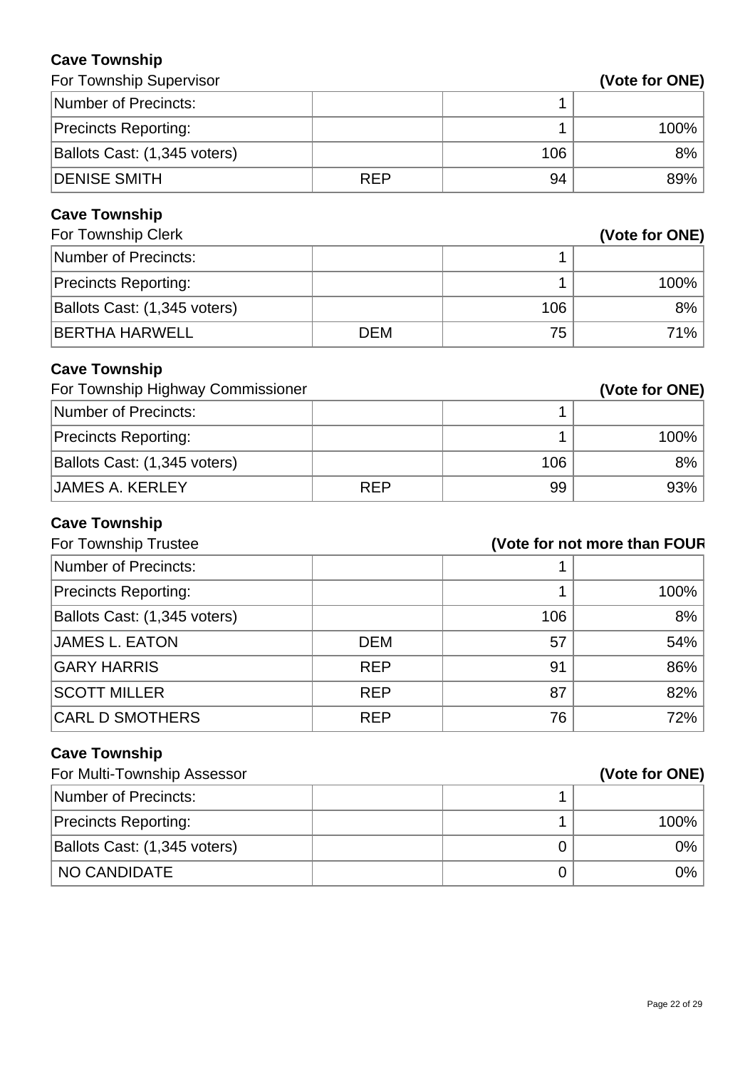**Cave Township**

For Township Supervisor **(Vote for ONE)**

| | | | |
|---|---|---|---|
| Number of Precincts: | | 1 | |
| Precincts Reporting: | | 1 | 100% |
| Ballots Cast: (1,345 voters) | | 106 | 8% |
| DENISE SMITH | REP | 94 | 89% |

**Cave Township**

For Township Clerk **(Vote for ONE)**

| | | | |
|---|---|---|---|
| Number of Precincts: | | 1 | |
| Precincts Reporting: | | 1 | 100% |
| Ballots Cast: (1,345 voters) | | 106 | 8% |
| BERTHA HARWELL | DEM | 75 | 71% |

**Cave Township**

For Township Highway Commissioner **(Vote for ONE)**

| | | | |
|---|---|---|---|
| Number of Precincts: | | 1 | |
| Precincts Reporting: | | 1 | 100% |
| Ballots Cast: (1,345 voters) | | 106 | 8% |
| JAMES A. KERLEY | REP | 99 | 93% |

**Cave Township**

For Township Trustee **(Vote for not more than FOUR**

| | | | |
|---|---|---|---|
| Number of Precincts: | | 1 | |
| Precincts Reporting: | | 1 | 100% |
| Ballots Cast: (1,345 voters) | | 106 | 8% |
| JAMES L. EATON | DEM | 57 | 54% |
| GARY HARRIS | REP | 91 | 86% |
| SCOTT MILLER | REP | 87 | 82% |
| CARL D SMOTHERS | REP | 76 | 72% |

**Cave Township**

For Multi-Township Assessor **(Vote for ONE)**

| | | | |
|---|---|---|---|
| Number of Precincts: | | 1 | |
| Precincts Reporting: | | 1 | 100% |
| Ballots Cast: (1,345 voters) | | 0 | 0% |
| NO CANDIDATE | | 0 | 0% |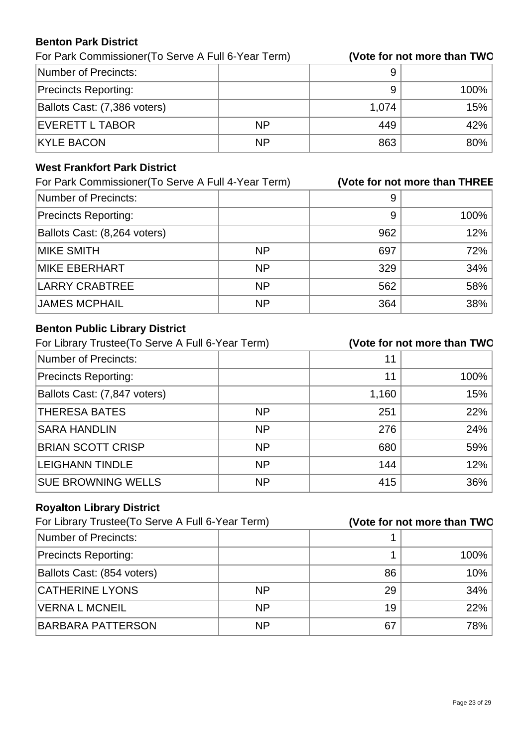### Benton Park District

For Park Commissioner(To Serve A Full 6-Year Term) **(Vote for not more than TWO**

| | | | |
|---|---|---|---|
| Number of Precincts: | | 9 | |
| Precincts Reporting: | | 9 | 100% |
| Ballots Cast: (7,386 voters) | | 1,074 | 15% |
| EVERETT L TABOR | NP | 449 | 42% |
| KYLE BACON | NP | 863 | 80% |

### West Frankfort Park District

For Park Commissioner(To Serve A Full 4-Year Term) **(Vote for not more than THREE**

| | | | |
|---|---|---|---|
| Number of Precincts: | | 9 | |
| Precincts Reporting: | | 9 | 100% |
| Ballots Cast: (8,264 voters) | | 962 | 12% |
| MIKE SMITH | NP | 697 | 72% |
| MIKE EBERHART | NP | 329 | 34% |
| LARRY CRABTREE | NP | 562 | 58% |
| JAMES MCPHAIL | NP | 364 | 38% |

### Benton Public Library District

For Library Trustee(To Serve A Full 6-Year Term) **(Vote for not more than TWO**

| | | | |
|---|---|---|---|
| Number of Precincts: | | 11 | |
| Precincts Reporting: | | 11 | 100% |
| Ballots Cast: (7,847 voters) | | 1,160 | 15% |
| THERESA BATES | NP | 251 | 22% |
| SARA HANDLIN | NP | 276 | 24% |
| BRIAN SCOTT CRISP | NP | 680 | 59% |
| LEIGHANN TINDLE | NP | 144 | 12% |
| SUE BROWNING WELLS | NP | 415 | 36% |

### Royalton Library District

For Library Trustee(To Serve A Full 6-Year Term) **(Vote for not more than TWO**

| | | | |
|---|---|---|---|
| Number of Precincts: | | 1 | |
| Precincts Reporting: | | 1 | 100% |
| Ballots Cast: (854 voters) | | 86 | 10% |
| CATHERINE LYONS | NP | 29 | 34% |
| VERNA L MCNEIL | NP | 19 | 22% |
| BARBARA PATTERSON | NP | 67 | 78% |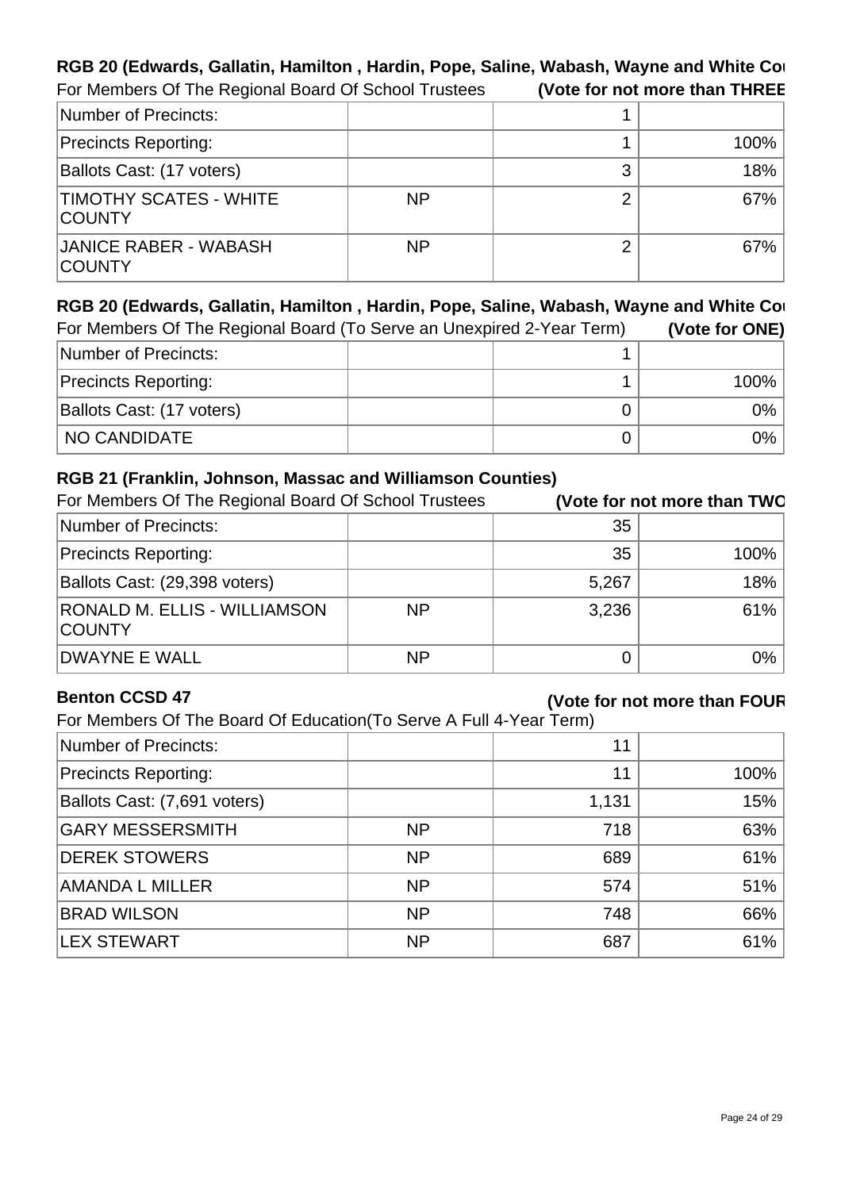**RGB 20 (Edwards, Gallatin, Hamilton , Hardin, Pope, Saline, Wabash, Wayne and White Cou**

For Members Of The Regional Board Of School Trustees **(Vote for not more than THREE**

| | | | |
|---|---|---|---|
| Number of Precincts: | | 1 | |
| Precincts Reporting: | | 1 | 100% |
| Ballots Cast: (17 voters) | | 3 | 18% |
| TIMOTHY SCATES - WHITE COUNTY | NP | 2 | 67% |
| JANICE RABER - WABASH COUNTY | NP | 2 | 67% |

**RGB 20 (Edwards, Gallatin, Hamilton , Hardin, Pope, Saline, Wabash, Wayne and White Cou**

For Members Of The Regional Board (To Serve an Unexpired 2-Year Term) **(Vote for ONE)**

| | | | |
|---|---|---|---|
| Number of Precincts: | | 1 | |
| Precincts Reporting: | | 1 | 100% |
| Ballots Cast: (17 voters) | | 0 | 0% |
| NO CANDIDATE | | 0 | 0% |

**RGB 21 (Franklin, Johnson, Massac and Williamson Counties)**

For Members Of The Regional Board Of School Trustees **(Vote for not more than TWO**

| | | | |
|---|---|---|---|
| Number of Precincts: | | 35 | |
| Precincts Reporting: | | 35 | 100% |
| Ballots Cast: (29,398 voters) | | 5,267 | 18% |
| RONALD M. ELLIS - WILLIAMSON COUNTY | NP | 3,236 | 61% |
| DWAYNE E WALL | NP | 0 | 0% |

**Benton CCSD 47** **(Vote for not more than FOUR**

For Members Of The Board Of Education(To Serve A Full 4-Year Term)

| | | | |
|---|---|---|---|
| Number of Precincts: | | 11 | |
| Precincts Reporting: | | 11 | 100% |
| Ballots Cast: (7,691 voters) | | 1,131 | 15% |
| GARY MESSERSMITH | NP | 718 | 63% |
| DEREK STOWERS | NP | 689 | 61% |
| AMANDA L MILLER | NP | 574 | 51% |
| BRAD WILSON | NP | 748 | 66% |
| LEX STEWART | NP | 687 | 61% |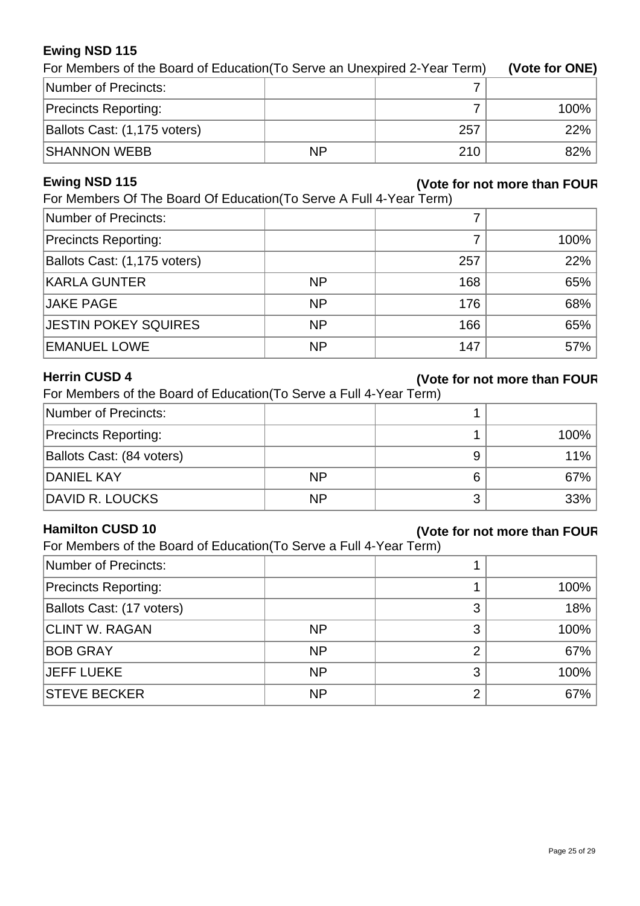### Ewing NSD 115

For Members of the Board of Education(To Serve an Unexpired 2-Year Term) **(Vote for ONE)**

| | | | |
|---|---|---|---|
| Number of Precincts: | | 7 | |
| Precincts Reporting: | | 7 | 100% |
| Ballots Cast: (1,175 voters) | | 257 | 22% |
| SHANNON WEBB | NP | 210 | 82% |

### Ewing NSD 115

**(Vote for not more than FOUR**

For Members Of The Board Of Education(To Serve A Full 4-Year Term)

| | | | |
|---|---|---|---|
| Number of Precincts: | | 7 | |
| Precincts Reporting: | | 7 | 100% |
| Ballots Cast: (1,175 voters) | | 257 | 22% |
| KARLA GUNTER | NP | 168 | 65% |
| JAKE PAGE | NP | 176 | 68% |
| JESTIN POKEY SQUIRES | NP | 166 | 65% |
| EMANUEL LOWE | NP | 147 | 57% |

### Herrin CUSD 4

**(Vote for not more than FOUR**

For Members of the Board of Education(To Serve a Full 4-Year Term)

| | | | |
|---|---|---|---|
| Number of Precincts: | | 1 | |
| Precincts Reporting: | | 1 | 100% |
| Ballots Cast: (84 voters) | | 9 | 11% |
| DANIEL KAY | NP | 6 | 67% |
| DAVID R. LOUCKS | NP | 3 | 33% |

### Hamilton CUSD 10

**(Vote for not more than FOUR**

For Members of the Board of Education(To Serve a Full 4-Year Term)

| | | | |
|---|---|---|---|
| Number of Precincts: | | 1 | |
| Precincts Reporting: | | 1 | 100% |
| Ballots Cast: (17 voters) | | 3 | 18% |
| CLINT W. RAGAN | NP | 3 | 100% |
| BOB GRAY | NP | 2 | 67% |
| JEFF LUEKE | NP | 3 | 100% |
| STEVE BECKER | NP | 2 | 67% |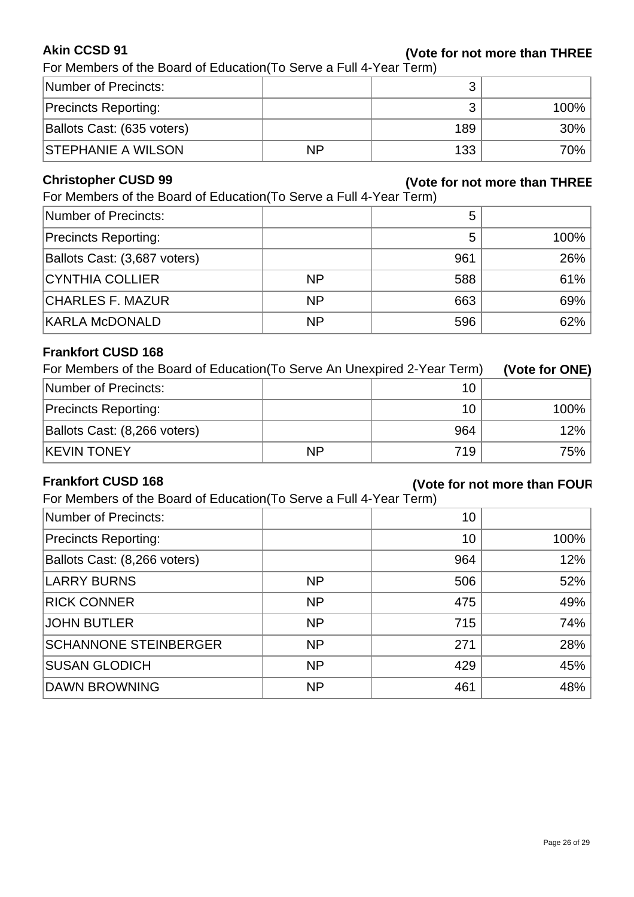### Akin CCSD 91

**(Vote for not more than THREE**

For Members of the Board of Education(To Serve a Full 4-Year Term)

| | | | |
|---|---|---|---|
| Number of Precincts: | | 3 | |
| Precincts Reporting: | | 3 | 100% |
| Ballots Cast: (635 voters) | | 189 | 30% |
| STEPHANIE A WILSON | NP | 133 | 70% |

### Christopher CUSD 99

**(Vote for not more than THREE**

For Members of the Board of Education(To Serve a Full 4-Year Term)

| | | | |
|---|---|---|---|
| Number of Precincts: | | 5 | |
| Precincts Reporting: | | 5 | 100% |
| Ballots Cast: (3,687 voters) | | 961 | 26% |
| CYNTHIA COLLIER | NP | 588 | 61% |
| CHARLES F. MAZUR | NP | 663 | 69% |
| KARLA McDONALD | NP | 596 | 62% |

### Frankfort CUSD 168

For Members of the Board of Education(To Serve An Unexpired 2-Year Term) **(Vote for ONE)**

| | | | |
|---|---|---|---|
| Number of Precincts: | | 10 | |
| Precincts Reporting: | | 10 | 100% |
| Ballots Cast: (8,266 voters) | | 964 | 12% |
| KEVIN TONEY | NP | 719 | 75% |

### Frankfort CUSD 168

**(Vote for not more than FOUR**

For Members of the Board of Education(To Serve a Full 4-Year Term)

| | | | |
|---|---|---|---|
| Number of Precincts: | | 10 | |
| Precincts Reporting: | | 10 | 100% |
| Ballots Cast: (8,266 voters) | | 964 | 12% |
| LARRY BURNS | NP | 506 | 52% |
| RICK CONNER | NP | 475 | 49% |
| JOHN BUTLER | NP | 715 | 74% |
| SCHANNONE STEINBERGER | NP | 271 | 28% |
| SUSAN GLODICH | NP | 429 | 45% |
| DAWN BROWNING | NP | 461 | 48% |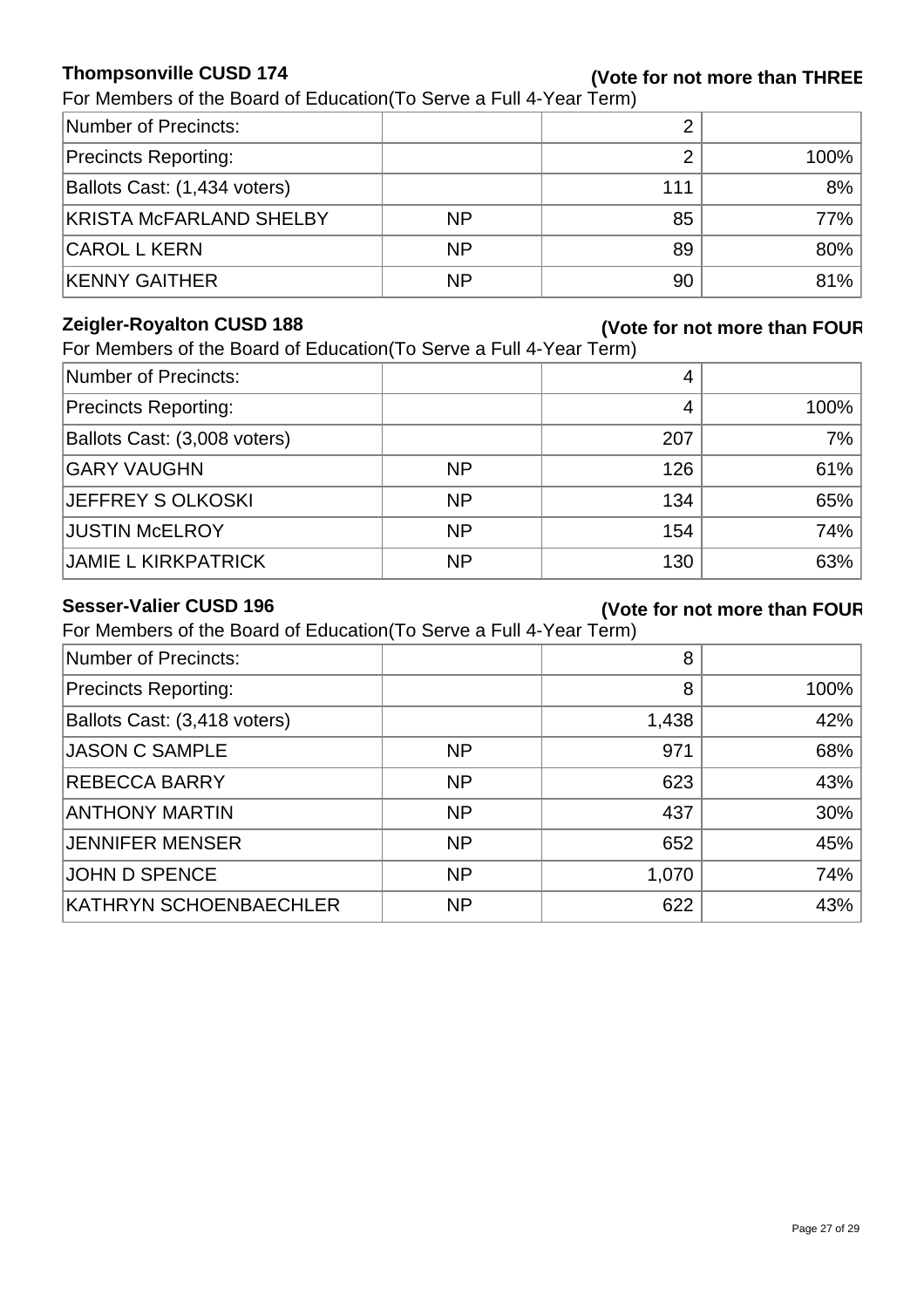**Thompsonville CUSD 174** **(Vote for not more than THREE**

For Members of the Board of Education(To Serve a Full 4-Year Term)

| | | | |
|---|---|---|---|
| Number of Precincts: | | 2 | |
| Precincts Reporting: | | 2 | 100% |
| Ballots Cast: (1,434 voters) | | 111 | 8% |
| KRISTA McFARLAND SHELBY | NP | 85 | 77% |
| CAROL L KERN | NP | 89 | 80% |
| KENNY GAITHER | NP | 90 | 81% |

**Zeigler-Royalton CUSD 188** **(Vote for not more than FOUR**

For Members of the Board of Education(To Serve a Full 4-Year Term)

| | | | |
|---|---|---|---|
| Number of Precincts: | | 4 | |
| Precincts Reporting: | | 4 | 100% |
| Ballots Cast: (3,008 voters) | | 207 | 7% |
| GARY VAUGHN | NP | 126 | 61% |
| JEFFREY S OLKOSKI | NP | 134 | 65% |
| JUSTIN McELROY | NP | 154 | 74% |
| JAMIE L KIRKPATRICK | NP | 130 | 63% |

**Sesser-Valier CUSD 196** **(Vote for not more than FOUR**

For Members of the Board of Education(To Serve a Full 4-Year Term)

| | | | |
|---|---|---|---|
| Number of Precincts: | | 8 | |
| Precincts Reporting: | | 8 | 100% |
| Ballots Cast: (3,418 voters) | | 1,438 | 42% |
| JASON C SAMPLE | NP | 971 | 68% |
| REBECCA BARRY | NP | 623 | 43% |
| ANTHONY MARTIN | NP | 437 | 30% |
| JENNIFER MENSER | NP | 652 | 45% |
| JOHN D SPENCE | NP | 1,070 | 74% |
| KATHRYN SCHOENBAECHLER | NP | 622 | 43% |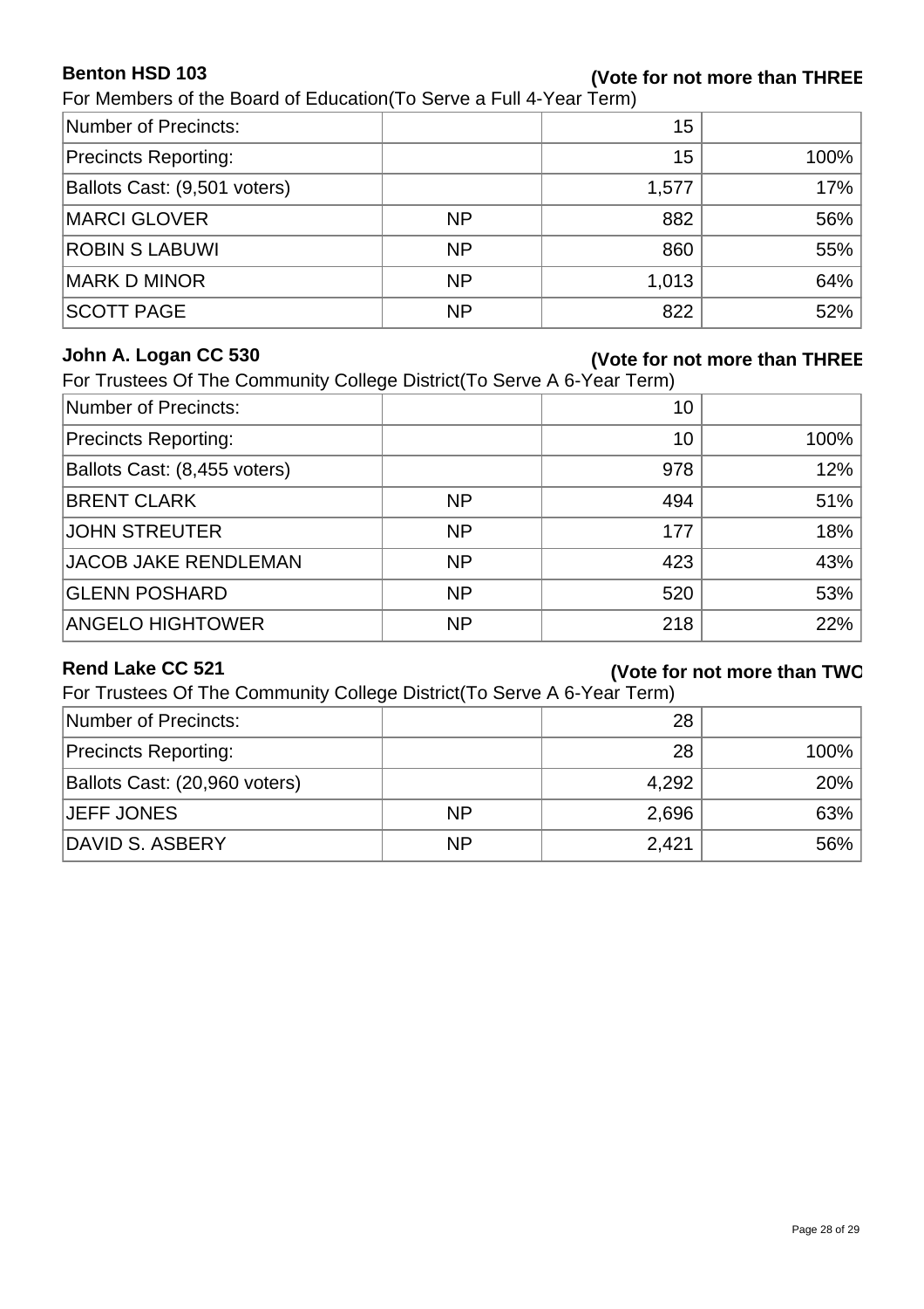### Benton HSD 103

**(Vote for not more than THREE**

For Members of the Board of Education(To Serve a Full 4-Year Term)

| | | | |
|---|---|---|---|
| Number of Precincts: | | 15 | |
| Precincts Reporting: | | 15 | 100% |
| Ballots Cast: (9,501 voters) | | 1,577 | 17% |
| MARCI GLOVER | NP | 882 | 56% |
| ROBIN S LABUWI | NP | 860 | 55% |
| MARK D MINOR | NP | 1,013 | 64% |
| SCOTT PAGE | NP | 822 | 52% |

### John A. Logan CC 530

**(Vote for not more than THREE**

For Trustees Of The Community College District(To Serve A 6-Year Term)

| | | | |
|---|---|---|---|
| Number of Precincts: | | 10 | |
| Precincts Reporting: | | 10 | 100% |
| Ballots Cast: (8,455 voters) | | 978 | 12% |
| BRENT CLARK | NP | 494 | 51% |
| JOHN STREUTER | NP | 177 | 18% |
| JACOB JAKE RENDLEMAN | NP | 423 | 43% |
| GLENN POSHARD | NP | 520 | 53% |
| ANGELO HIGHTOWER | NP | 218 | 22% |

### Rend Lake CC 521

**(Vote for not more than TWO**

For Trustees Of The Community College District(To Serve A 6-Year Term)

| | | | |
|---|---|---|---|
| Number of Precincts: | | 28 | |
| Precincts Reporting: | | 28 | 100% |
| Ballots Cast: (20,960 voters) | | 4,292 | 20% |
| JEFF JONES | NP | 2,696 | 63% |
| DAVID S. ASBERY | NP | 2,421 | 56% |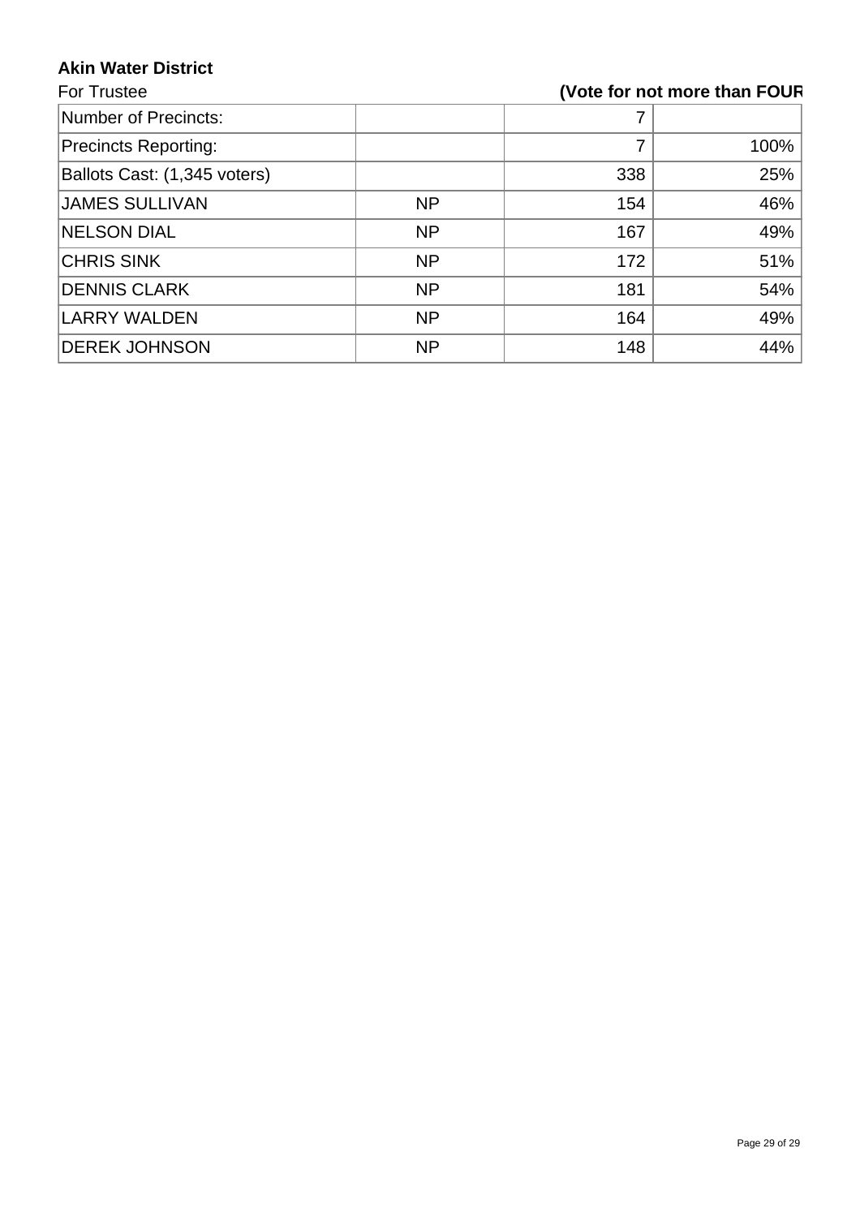**Akin Water District**

For Trustee **(Vote for not more than FOUR**

| | | | |
|---|---|---|---|
| Number of Precincts: | | 7 | |
| Precincts Reporting: | | 7 | 100% |
| Ballots Cast: (1,345 voters) | | 338 | 25% |
| JAMES SULLIVAN | NP | 154 | 46% |
| NELSON DIAL | NP | 167 | 49% |
| CHRIS SINK | NP | 172 | 51% |
| DENNIS CLARK | NP | 181 | 54% |
| LARRY WALDEN | NP | 164 | 49% |
| DEREK JOHNSON | NP | 148 | 44% |